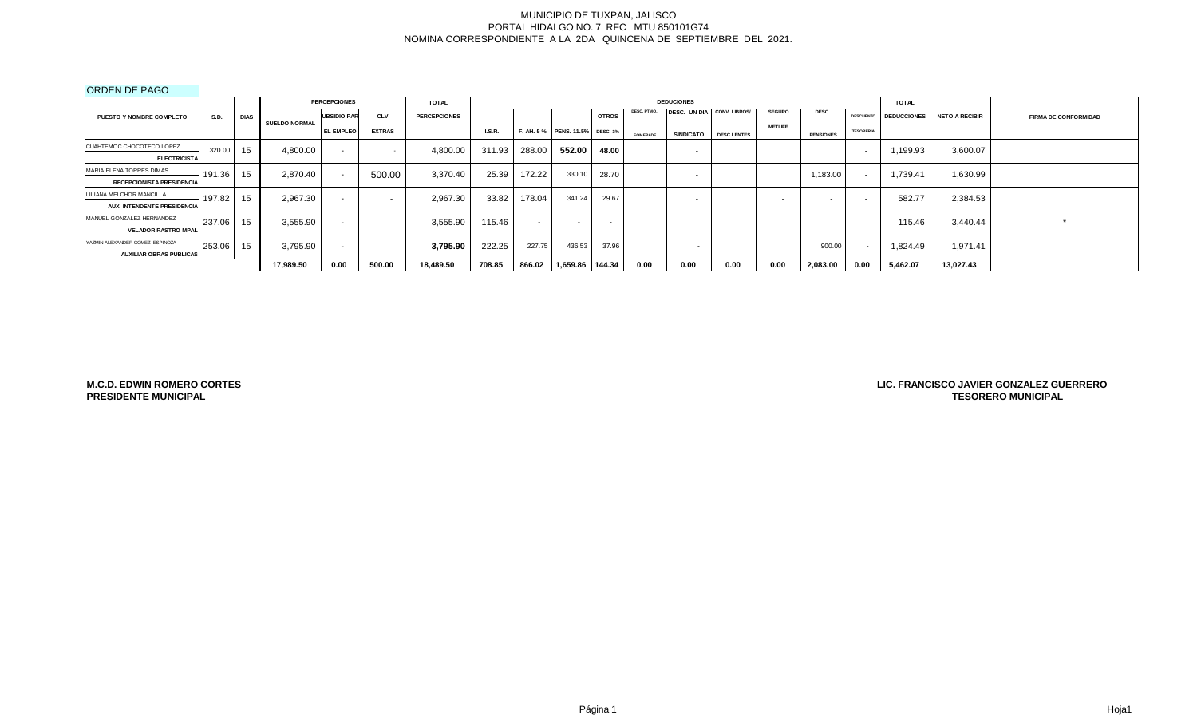MUNICIPIO DE TUXPAN, JALISCO
PORTAL HIDALGO NO. 7 RFC MTU 850101G74
NOMINA CORRESPONDIENTE A LA 2DA QUINCENA DE SEPTIEMBRE DEL 2021.

ORDEN DE PAGO

| PUESTO Y NOMBRE COMPLETO | S.D. | DIAS | PERCEPCIONES | | | TOTAL | DEDUCIONES | | | | | | | | | | TOTAL | NETO A RECIBIR | FIRMA DE CONFORMIDAD |
|---|---|---|---|---|---|---|---|---|---|---|---|---|---|---|---|---|---|---|---|
| | | | SUELDO NORMAL | UBSIDIO PAR EL EMPLEO | CLV EXTRAS | PERCEPCIONES | I.S.R. | F. AH. 5 % | PENS. 11.5% | OTROS DESC. 1% | DESC. PTMO. FOMEPADE | DESC. UN DIA SINDICATO | CONV. LIBROS/ DESC LENTES | SEGURO METLIFE | DESC. PENSIONES | DESCUENTO TESORERIA | DEDUCCIONES | | |
| CUAHTEMOC CHOCOTECO LOPEZ ELECTRICISTA | 320.00 | 15 | 4,800.00 | - | - | 4,800.00 | 311.93 | 288.00 | 552.00 | 48.00 | | - | | | | - | 1,199.93 | 3,600.07 | |
| MARIA ELENA TORRES DIMAS RECEPCIONISTA PRESIDENCIA | 191.36 | 15 | 2,870.40 | - | 500.00 | 3,370.40 | 25.39 | 172.22 | 330.10 | 28.70 | | - | | | 1,183.00 | - | 1,739.41 | 1,630.99 | |
| LILIANA MELCHOR MANCILLA AUX. INTENDENTE PRESIDENCIA | 197.82 | 15 | 2,967.30 | - | - | 2,967.30 | 33.82 | 178.04 | 341.24 | 29.67 | | - | | - | - | - | 582.77 | 2,384.53 | |
| MANUEL GONZALEZ HERNANDEZ VELADOR RASTRO MPAL | 237.06 | 15 | 3,555.90 | - | - | 3,555.90 | 115.46 | - | - | - | | - | | | | - | 115.46 | 3,440.44 | * |
| YAZMIN ALEXANDER GOMEZ ESPINOZA AUXILIAR OBRAS PUBLICAS | 253.06 | 15 | 3,795.90 | - | - | 3,795.90 | 222.25 | 227.75 | 436.53 | 37.96 | | - | | | 900.00 | - | 1,824.49 | 1,971.41 | |
| | | | 17,989.50 | 0.00 | 500.00 | 18,489.50 | 708.85 | 866.02 | 1,659.86 | 144.34 | 0.00 | 0.00 | 0.00 | 0.00 | 2,083.00 | 0.00 | 5,462.07 | 13,027.43 | |

**M.C.D. EDWIN ROMERO CORTES**
**PRESIDENTE MUNICIPAL**

**LIC. FRANCISCO JAVIER GONZALEZ GUERRERO**
**TESORERO MUNICIPAL**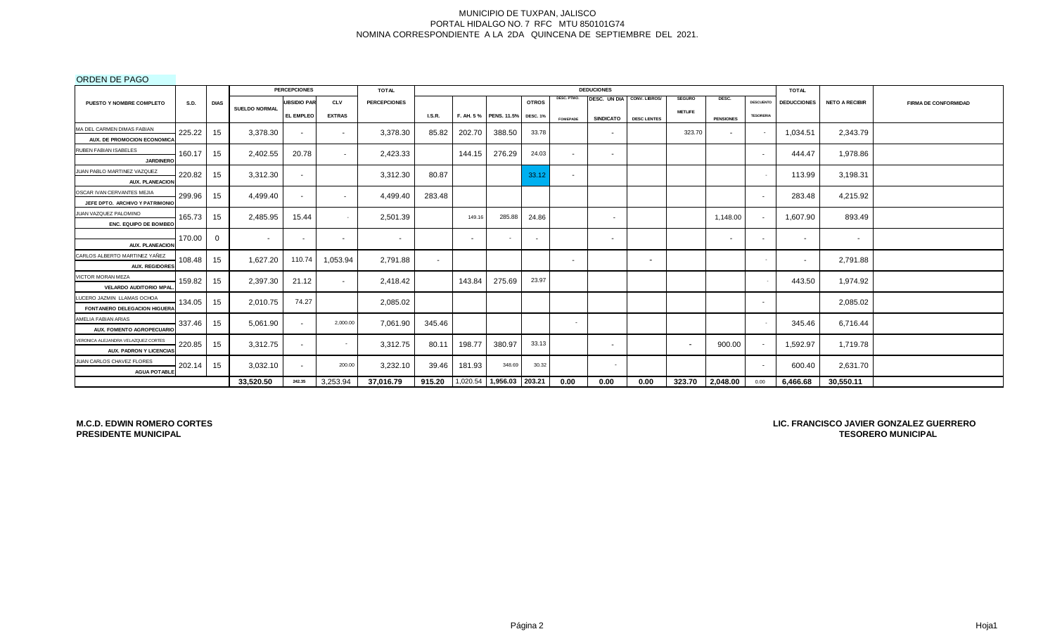MUNICIPIO DE TUXPAN, JALISCO
PORTAL HIDALGO NO. 7 RFC MTU 850101G74
NOMINA CORRESPONDIENTE A LA 2DA QUINCENA DE SEPTIEMBRE DEL 2021.

ORDEN DE PAGO

| PUESTO Y NOMBRE COMPLETO | S.D. | DIAS | PERCEPCIONES | | | TOTAL | DEDUCIONES | | | | | | | | | | TOTAL | NETO A RECIBIR | FIRMA DE CONFORMIDAD |
|---|---|---|---|---|---|---|---|---|---|---|---|---|---|---|---|---|---|---|---|
| | | | SUELDO NORMAL | SUBSIDIO PARA EL EMPLEO | CLV EXTRAS | PERCEPCIONES | I.S.R. | F. AH. 5 % | PENS. 11.5% | OTROS DESC. 1% | DESC. PTMO. FONEPADE | DESC. UN DIA SINDICATO | CONV. LIBROS/ DESC LENTES | SEGURO METLIFE | DESC. PENSIONES | DESCUENTO TESORERIA | DEDUCCIONES | | |
| MA DEL CARMEN DIMAS FABIAN **AUX. DE PROMOCION ECONOMICA** | 225.22 | 15 | 3,378.30 | - | - | 3,378.30 | 85.82 | 202.70 | 388.50 | 33.78 | | - | | 323.70 | - | - | 1,034.51 | 2,343.79 | |
| RUBEN FABIAN ISABELES **JARDINERO** | 160.17 | 15 | 2,402.55 | 20.78 | - | 2,423.33 | | 144.15 | 276.29 | 24.03 | - | - | | | | - | 444.47 | 1,978.86 | |
| JUAN PABLO MARTINEZ VAZQUEZ **AUX. PLANEACION** | 220.82 | 15 | 3,312.30 | - | | 3,312.30 | 80.87 | | | 33.12 | - | | | | | - | 113.99 | 3,198.31 | |
| OSCAR IVAN CERVANTES MEJIA **JEFE DPTO. ARCHIVO Y PATRIMONIO** | 299.96 | 15 | 4,499.40 | - | - | 4,499.40 | 283.48 | | | | | | | | | - | 283.48 | 4,215.92 | |
| JUAN VAZQUEZ PALOMINO **ENC. EQUIPO DE BOMBEO** | 165.73 | 15 | 2,485.95 | 15.44 | - | 2,501.39 | | 149.16 | 285.88 | 24.86 | | - | | | 1,148.00 | - | 1,607.90 | 893.49 | |
| **AUX. PLANEACION** | 170.00 | 0 | - | - | - | - | | - | - | - | | - | | | - | - | - | - | |
| CARLOS ALBERTO MARTINEZ YAÑEZ **AUX. REGIDORES** | 108.48 | 15 | 1,627.20 | 110.74 | 1,053.94 | 2,791.88 | - | | | | - | | - | | | - | - | 2,791.88 | |
| VICTOR MORAN MEZA **VELARDO AUDITORIO MPAL.** | 159.82 | 15 | 2,397.30 | 21.12 | - | 2,418.42 | | 143.84 | 275.69 | 23.97 | | | | | | - | 443.50 | 1,974.92 | |
| LUCERO JAZMIN LLAMAS OCHOA **FONTANERO DELEGACION HIGUERA** | 134.05 | 15 | 2,010.75 | 74.27 | | 2,085.02 | | | | | | | | | | - | | 2,085.02 | |
| AMELIA FABIAN ARIAS **AUX. FOMENTO AGROPECUARIO** | 337.46 | 15 | 5,061.90 | - | 2,000.00 | 7,061.90 | 345.46 | | | | - | | | | | - | 345.46 | 6,716.44 | |
| VERONICA ALEJANDRA VELAZQUEZ CORTES **AUX. PADRON Y LICENCIAS** | 220.85 | 15 | 3,312.75 | - | - | 3,312.75 | 80.11 | 198.77 | 380.97 | 33.13 | | - | | - | 900.00 | - | 1,592.97 | 1,719.78 | |
| JUAN CARLOS CHAVEZ FLORES **AGUA POTABLE** | 202.14 | 15 | 3,032.10 | - | 200.00 | 3,232.10 | 39.46 | 181.93 | 348.69 | 30.32 | | - | | | | - | 600.40 | 2,631.70 | |
| | | | **33,520.50** | **242.35** | 3,253.94 | **37,016.79** | **915.20** | 1,020.54 | **1,956.03** | **203.21** | **0.00** | **0.00** | **0.00** | **323.70** | **2,048.00** | 0.00 | **6,466.68** | **30,550.11** | |

**M.C.D. EDWIN ROMERO CORTES**
**PRESIDENTE MUNICIPAL**

**LIC. FRANCISCO JAVIER GONZALEZ GUERRERO**
**TESORERO MUNICIPAL**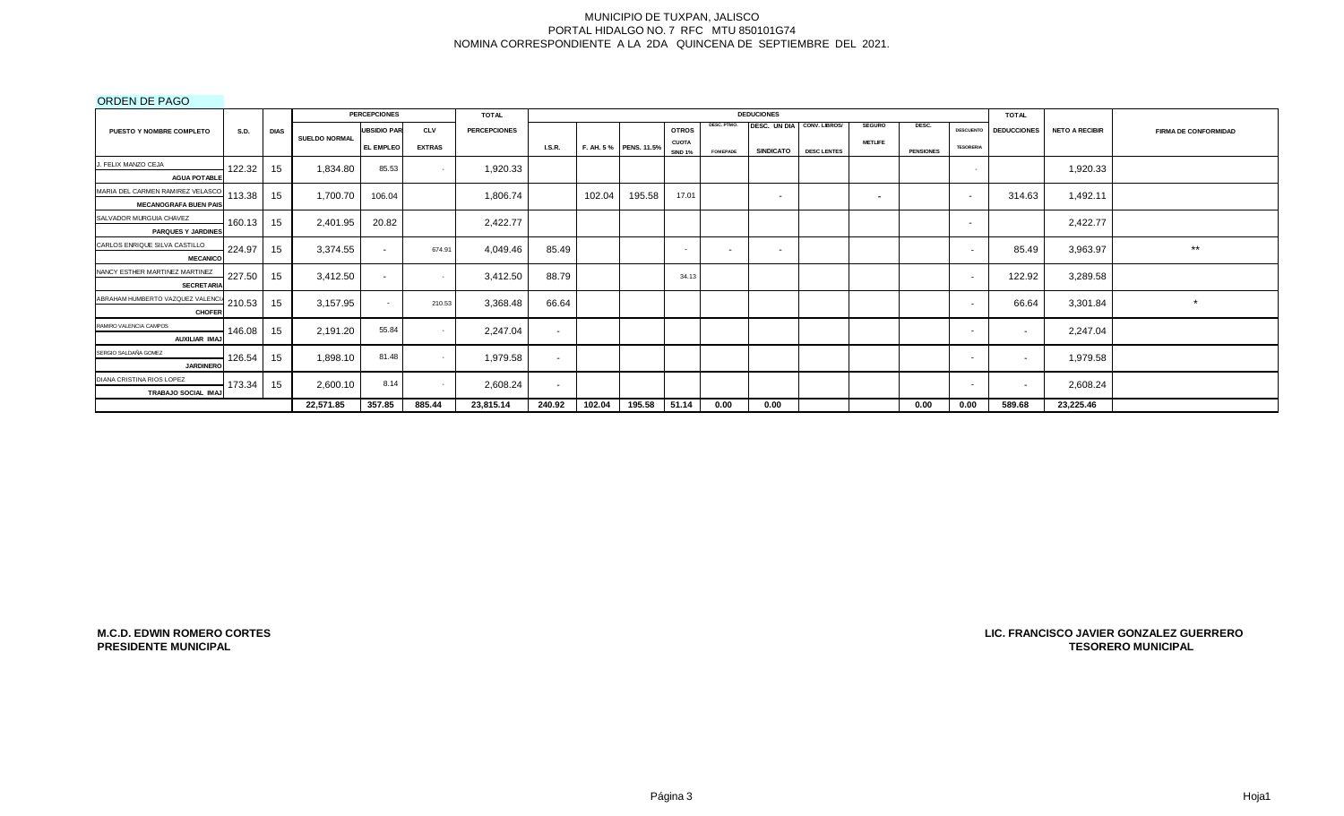MUNICIPIO DE TUXPAN, JALISCO
PORTAL HIDALGO NO. 7 RFC MTU 850101G74
NOMINA CORRESPONDIENTE A LA 2DA QUINCENA DE SEPTIEMBRE DEL 2021.

ORDEN DE PAGO

| PUESTO Y NOMBRE COMPLETO | S.D. | DIAS | PERCEPCIONES | | | TOTAL | DEDUCIONES | | | | | | | | | | TOTAL | NETO A RECIBIR | FIRMA DE CONFORMIDAD |
|---|---|---|---|---|---|---|---|---|---|---|---|---|---|---|---|---|---|---|---|
| | | | SUELDO NORMAL | UBSIDIO PAR EL EMPLEO | CLV EXTRAS | PERCEPCIONES | I.S.R. | F. AH. 5 % | PENS. 11.5% | OTROS CUOTA SIND 1% | DESC. PTMO. FONEPADE | DESC. UN DIA SINDICATO | CONV. LIBROS/ DESC LENTES | SEGURO METLIFE | DESC. PENSIONES | DESCUENTO TESORERIA | DEDUCCIONES | | |
| J. FELIX MANZO CEJA AGUA POTABLE | 122.32 | 15 | 1,834.80 | 85.53 | - | 1,920.33 | | | | | | | | | | - | | 1,920.33 | |
| MARIA DEL CARMEN RAMIREZ VELASCO MECANOGRAFA BUEN PAIS | 113.38 | 15 | 1,700.70 | 106.04 | | 1,806.74 | | 102.04 | 195.58 | 17.01 | | - | | - | | - | 314.63 | 1,492.11 | |
| SALVADOR MURGUIA CHAVEZ PARQUES Y JARDINES | 160.13 | 15 | 2,401.95 | 20.82 | | 2,422.77 | | | | | | | | | | - | | 2,422.77 | |
| CARLOS ENRIQUE SILVA CASTILLO MECANICO | 224.97 | 15 | 3,374.55 | - | 674.91 | 4,049.46 | 85.49 | | | - | - | - | | | | - | 85.49 | 3,963.97 | ** |
| NANCY ESTHER MARTINEZ MARTINEZ SECRETARIA | 227.50 | 15 | 3,412.50 | - | - | 3,412.50 | 88.79 | | | 34.13 | | | | | | - | 122.92 | 3,289.58 | |
| ABRAHAM HUMBERTO VAZQUEZ VALENCIA CHOFER | 210.53 | 15 | 3,157.95 | - | 210.53 | 3,368.48 | 66.64 | | | | | | | | | - | 66.64 | 3,301.84 | * |
| RAMIRO VALENCIA CAMPOS AUXILIAR IMAJ | 146.08 | 15 | 2,191.20 | 55.84 | - | 2,247.04 | - | | | | | | | | | - | - | 2,247.04 | |
| SERGIO SALDAÑA GOMEZ JARDINERO | 126.54 | 15 | 1,898.10 | 81.48 | - | 1,979.58 | - | | | | | | | | | - | - | 1,979.58 | |
| DIANA CRISTINA RIOS LOPEZ TRABAJO SOCIAL IMAJ | 173.34 | 15 | 2,600.10 | 8.14 | - | 2,608.24 | - | | | | | | | | | - | - | 2,608.24 | |
| | | | 22,571.85 | 357.85 | 885.44 | 23,815.14 | 240.92 | 102.04 | 195.58 | 51.14 | 0.00 | 0.00 | | | 0.00 | 0.00 | 589.68 | 23,225.46 | |

**M.C.D. EDWIN ROMERO CORTES**
**PRESIDENTE MUNICIPAL**

**LIC. FRANCISCO JAVIER GONZALEZ GUERRERO**
**TESORERO MUNICIPAL**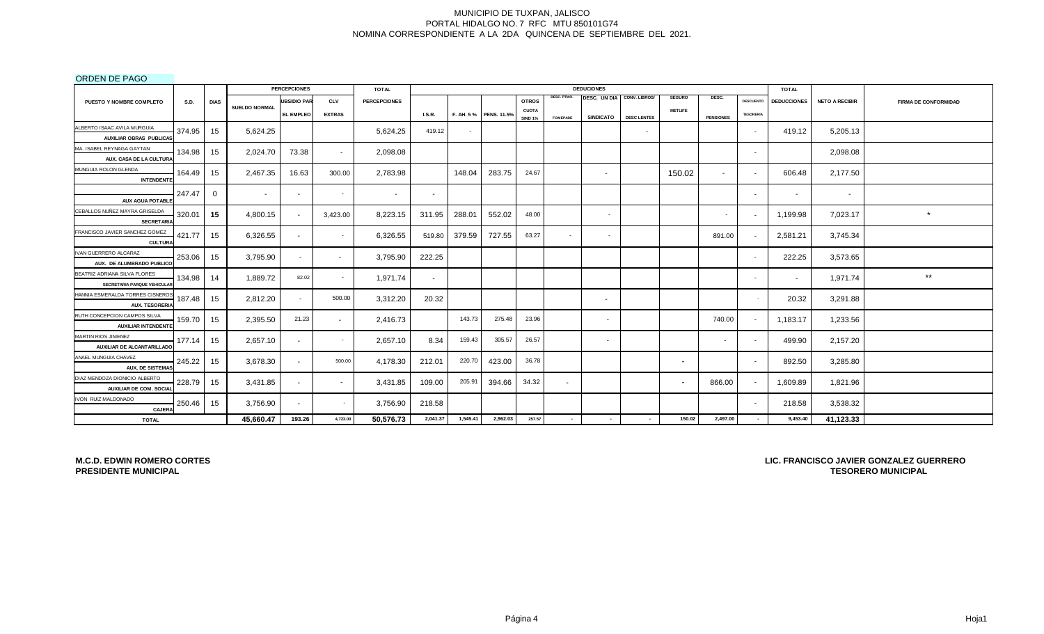MUNICIPIO DE TUXPAN, JALISCO
PORTAL HIDALGO NO. 7 RFC MTU 850101G74
NOMINA CORRESPONDIENTE A LA 2DA QUINCENA DE SEPTIEMBRE DEL 2021.

ORDEN DE PAGO

| PUESTO Y NOMBRE COMPLETO | S.D. | DIAS | PERCEPCIONES | | | TOTAL | DEDUCCIONES | | | | | | | | | | | TOTAL | NETO A RECIBIR | FIRMA DE CONFORMIDAD |
|---|---|---|---|---|---|---|---|---|---|---|---|---|---|---|---|---|---|---|---|---|
| | | | SUELDO NORMAL | SUBSIDIO PARA EL EMPLEO | CLV EXTRAS | PERCEPCIONES | I.S.R. | F. AH. 5 % | PENS. 11.5% | OTROS CUOTA SIND 1% | DESC. PTMO. FOMEPADE | DESC. UN DIA SINDICATO | CONV. LIBROS/ DESC LENTES | SEGURO METLIFE | DESC. PENSIONES | DESCUENTO TESORERIA | DEDUCCIONES | | |
| ALBERTO ISAAC AVILA MURGUIA AUXILIAR OBRAS PUBLICAS | 374.95 | 15 | 5,624.25 | | | 5,624.25 | 419.12 | - | | | | | - | | | - | 419.12 | 5,205.13 | |
| MA. ISABEL REYNAGA GAYTAN AUX. CASA DE LA CULTURA | 134.98 | 15 | 2,024.70 | 73.38 | - | 2,098.08 | | | | | | | | | | - | | 2,098.08 | |
| MUNGUIA ROLON GLENDA INTENDENTE | 164.49 | 15 | 2,467.35 | 16.63 | 300.00 | 2,783.98 | | 148.04 | 283.75 | 24.67 | | - | | 150.02 | - | - | 606.48 | 2,177.50 | |
| AUX AGUA POTABLE | 247.47 | 0 | - | - | - | - | - | | | | | | | | | - | - | - | |
| CEBALLOS NUÑEZ MAYRA GRISELDA SECRETARIA | 320.01 | **15** | 4,800.15 | - | 3,423.00 | 8,223.15 | 311.95 | 288.01 | 552.02 | 48.00 | | - | | | - | - | 1,199.98 | 7,023.17 | * |
| FRANCISCO JAVIER SANCHEZ GOMEZ CULTURA | 421.77 | 15 | 6,326.55 | - | - | 6,326.55 | 519.80 | 379.59 | 727.55 | 63.27 | - | - | | | 891.00 | - | 2,581.21 | 3,745.34 | |
| IVAN GUERRERO ALCARAZ AUX. DE ALUMBRADO PUBLICO | 253.06 | 15 | 3,795.90 | - | - | 3,795.90 | 222.25 | | | | | | | | | - | 222.25 | 3,573.65 | |
| BEATRIZ ADRIANA SILVA FLORES SECRETARIA PARQUE VEHICULAR | 134.98 | 14 | 1,889.72 | 82.02 | - | 1,971.74 | - | | | | | | | | | - | - | 1,971.74 | ** |
| HANNIA ESMERALDA TORRES CISNEROS AUX. TESORERIA | 187.48 | 15 | 2,812.20 | - | 500.00 | 3,312.20 | 20.32 | | | | | - | | | | - | 20.32 | 3,291.88 | |
| RUTH CONCEPCION CAMPOS SILVA AUXILIAR INTENDENTE | 159.70 | 15 | 2,395.50 | 21.23 | - | 2,416.73 | | 143.73 | 275.48 | 23.96 | | - | | | 740.00 | - | 1,183.17 | 1,233.56 | |
| MARTIN RIOS JIMENEZ AUXILIAR DE ALCANTARILLADO | 177.14 | 15 | 2,657.10 | - | - | 2,657.10 | 8.34 | 159.43 | 305.57 | 26.57 | | - | | | - | - | 499.90 | 2,157.20 | |
| ANAEL MUNGUIA CHAVEZ AUX. DE SISTEMAS | 245.22 | 15 | 3,678.30 | - | 500.00 | 4,178.30 | 212.01 | 220.70 | 423.00 | 36.78 | | | | - | | - | 892.50 | 3,285.80 | |
| DIAZ MENDOZA DIONICIO ALBERTO AUXILIAR DE COM. SOCIAL | 228.79 | 15 | 3,431.85 | - | - | 3,431.85 | 109.00 | 205.91 | 394.66 | 34.32 | - | | | - | 866.00 | - | 1,609.89 | 1,821.96 | |
| IVON RUIZ MALDONADO CAJERA | 250.46 | 15 | 3,756.90 | - | - | 3,756.90 | 218.58 | | | | | | | | | - | 218.58 | 3,538.32 | |
| **TOTAL** | | | **45,660.47** | **193.26** | **4,723.00** | **50,576.73** | **2,041.37** | **1,545.41** | **2,962.03** | **257.57** | - | - | - | **150.02** | **2,497.00** | - | **9,453.40** | **41,123.33** | |

**M.C.D. EDWIN ROMERO CORTES**
**PRESIDENTE MUNICIPAL**

**LIC. FRANCISCO JAVIER GONZALEZ GUERRERO**
**TESORERO MUNICIPAL**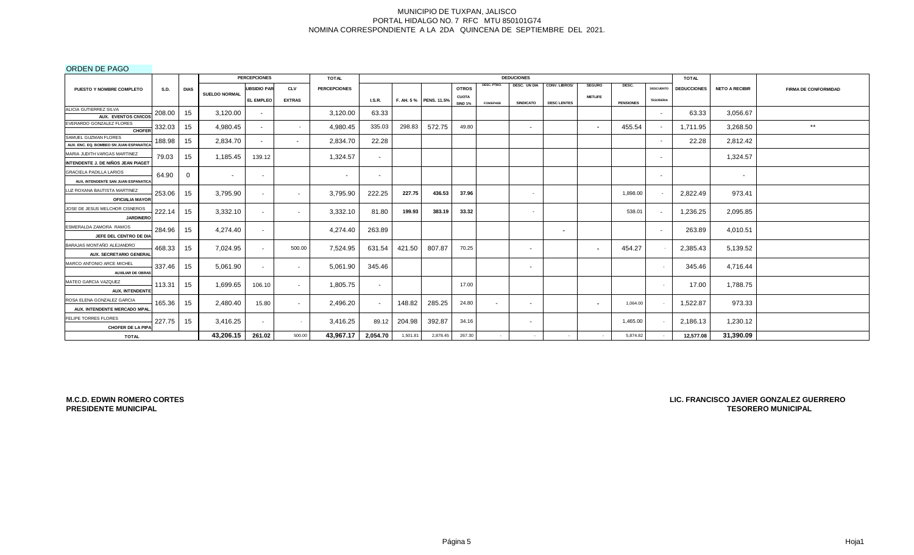MUNICIPIO DE TUXPAN, JALISCO
PORTAL HIDALGO NO. 7 RFC MTU 850101G74
NOMINA CORRESPONDIENTE A LA 2DA QUINCENA DE SEPTIEMBRE DEL 2021.

ORDEN DE PAGO

| PUESTO Y NOMBRE COMPLETO | S.D. | DIAS | PERCEPCIONES | | | TOTAL | DEDUCIONES | | | | | | | | | | | TOTAL | NETO A RECIBIR | FIRMA DE CONFORMIDAD |
|---|---|---|---|---|---|---|---|---|---|---|---|---|---|---|---|---|---|---|---|---|
| | | | SUELDO NORMAL | UBSIDIO PAR EL EMPLEO | CLV EXTRAS | PERCEPCIONES | I.S.R. | F. AH. 5 % | PENS. 11.5% | OTROS CUOTA SIND 1% | DESC. PTMO. FOMEPADE | DESC. UN DIA SINDICATO | CONV. LIBROS/ DESC LENTES | SEGURO METLIFE | DESC. PENSIONES | DESCUENTO TESORERIA | DEDUCCIONES | | |
| ALICIA GUTIERREZ SILVA AUX. EVENTOS CIVICOS | 208.00 | 15 | 3,120.00 | - | | 3,120.00 | 63.33 | | | | | | | | | - | 63.33 | 3,056.67 | |
| EVERARDO GONZALEZ FLORES CHOFER | 332.03 | 15 | 4,980.45 | - | - | 4,980.45 | 335.03 | 298.83 | 572.75 | 49.80 | | - | | - | 455.54 | - | 1,711.95 | 3,268.50 | ** |
| SAMUEL GUZMAN FLORES AUX. ENC. EQ. BOMBEO SN JUAN ESPANATICA | 188.98 | 15 | 2,834.70 | - | - | 2,834.70 | 22.28 | | | | | | | | | - | 22.28 | 2,812.42 | |
| MARIA JUDITH VARGAS MARTINEZ INTENDENTE J. DE NIÑOS JEAN PIAGET | 79.03 | 15 | 1,185.45 | 139.12 | | 1,324.57 | - | | | | | | | | | - | | 1,324.57 | |
| GRACIELA PADILLA LARIOS AUX. INTENDENTE SAN JUAN ESPANATICA | 64.90 | 0 | - | - | | - | - | | | | | | | | | - | | - | |
| LUZ ROXANA BAUTISTA MARTINEZ OFICIALIA MAYOR | 253.06 | 15 | 3,795.90 | - | - | 3,795.90 | 222.25 | 227.75 | 436.53 | 37.96 | | - | | | 1,898.00 | - | 2,822.49 | 973.41 | |
| JOSE DE JESUS MELCHOR CISNEROS JARDINERO | 222.14 | 15 | 3,332.10 | - | - | 3,332.10 | 81.80 | 199.93 | 383.19 | 33.32 | | - | | | 538.01 | - | 1,236.25 | 2,095.85 | |
| ESMERALDA ZAMORA RAMOS JEFE DEL CENTRO DE DIA | 284.96 | 15 | 4,274.40 | - | | 4,274.40 | 263.89 | | | | | | - | | | - | 263.89 | 4,010.51 | |
| BARAJAS MONTAÑO ALEJANDRO AUX. SECRETARIO GENERAL | 468.33 | 15 | 7,024.95 | - | 500.00 | 7,524.95 | 631.54 | 421.50 | 807.87 | 70.25 | | - | | - | 454.27 | - | 2,385.43 | 5,139.52 | |
| MARCO ANTONIO ARCE MICHEL AUXILIAR DE OBRAS | 337.46 | 15 | 5,061.90 | - | - | 5,061.90 | 345.46 | | | | | - | | | | - | 345.46 | 4,716.44 | |
| MATEO GARCIA VAZQUEZ AUX. INTENDENTE | 113.31 | 15 | 1,699.65 | 106.10 | - | 1,805.75 | - | | | 17.00 | | | | | | - | 17.00 | 1,788.75 | |
| ROSA ELENA GONZALEZ GARCIA AUX. INTENDENTE MERCADO MPAL. | 165.36 | 15 | 2,480.40 | 15.80 | - | 2,496.20 | - | 148.82 | 285.25 | 24.80 | - | - | | - | 1,064.00 | - | 1,522.87 | 973.33 | |
| FELIPE TORRES FLORES CHOFER DE LA PIPA | 227.75 | 15 | 3,416.25 | - | - | 3,416.25 | 89.12 | 204.98 | 392.87 | 34.16 | | - | | | 1,465.00 | - | 2,186.13 | 1,230.12 | |
| TOTAL | | | 43,206.15 | 261.02 | 500.00 | 43,967.17 | 2,054.70 | 1,501.81 | 2,878.45 | 267.30 | - | - | - | - | 5,874.82 | - | 12,577.08 | 31,390.09 | |

**M.C.D. EDWIN ROMERO CORTES**
**PRESIDENTE MUNICIPAL**

**LIC. FRANCISCO JAVIER GONZALEZ GUERRERO**
**TESORERO MUNICIPAL**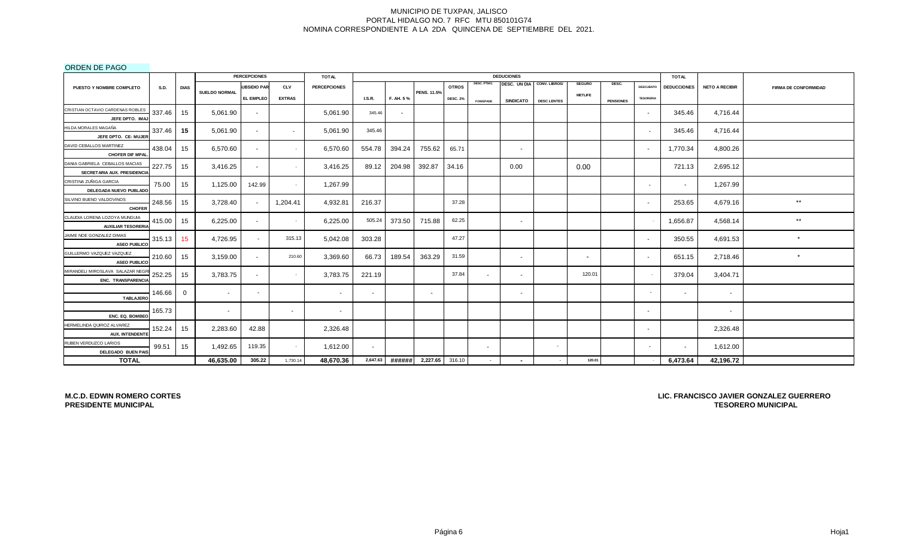MUNICIPIO DE TUXPAN, JALISCO
PORTAL HIDALGO NO. 7 RFC MTU 850101G74
NOMINA CORRESPONDIENTE A LA 2DA QUINCENA DE SEPTIEMBRE DEL 2021.

ORDEN DE PAGO

| PUESTO Y NOMBRE COMPLETO | S.D. | DIAS | PERCEPCIONES | | | TOTAL | DEDUCCIONES | | | | | | | | | | | TOTAL | NETO A RECIBIR | FIRMA DE CONFORMIDAD |
|---|---|---|---|---|---|---|---|---|---|---|---|---|---|---|---|---|---|---|---|---|
| | | | SUELDO NORMAL | UBSIDIO PAR EL EMPLEO | CLV EXTRAS | PERCEPCIONES | I.S.R. | F. AH. 5 % | PENS. 11.5% | OTROS DESC. 2% | DESC. PTMO. FOMEPADE | DESC. UN DIA SINDICATO | CONV. LIBROS/ DESC LENTES | SEGURO METLIFE | DESC. PENSIONES | DESCUENTO TESORERIA | DEDUCCIONES | | |
| CRISTIAN OCTAVIO CARDENAS ROBLES JEFE DPTO. IMAJ | 337.46 | 15 | 5,061.90 | - | | 5,061.90 | 345.46 | - | | | | | | | | - | 345.46 | 4,716.44 | |
| HILDA MORALES MAGAÑA JEFE DPTO. CE- MUJER | 337.46 | 15 | 5,061.90 | - | - | 5,061.90 | 345.46 | | | | | | | | | - | 345.46 | 4,716.44 | |
| DAVID CEBALLOS MARTINEZ CHOFER DIF MPAL. | 438.04 | 15 | 6,570.60 | - | - | 6,570.60 | 554.78 | 394.24 | 755.62 | 65.71 | | - | | | | - | 1,770.34 | 4,800.26 | |
| DANIA GABRIELA CEBALLOS MACIAS SECRETARIA AUX. PRESIDENCIA | 227.75 | 15 | 3,416.25 | - | - | 3,416.25 | 89.12 | 204.98 | 392.87 | 34.16 | | 0.00 | | 0.00 | | | 721.13 | 2,695.12 | |
| CRISTINA ZUÑIGA GARCIA DELEGADA NUEVO PUBLADO | 75.00 | 15 | 1,125.00 | 142.99 | - | 1,267.99 | | | | | | | | | | - | - | 1,267.99 | |
| SILVINO BUENO VALDOVINOS CHOFER | 248.56 | 15 | 3,728.40 | - | 1,204.41 | 4,932.81 | 216.37 | | | 37.28 | | | | | | - | 253.65 | 4,679.16 | ** |
| CLAUDIA LORENA LOZOYA MUNGUIA AUXILIAR TESORERIA | 415.00 | 15 | 6,225.00 | - | - | 6,225.00 | 505.24 | 373.50 | 715.88 | 62.25 | | - | | | | - | 1,656.87 | 4,568.14 | ** |
| JAIME NOE GONZALEZ DIMAS ASEO PUBLICO | 315.13 | 15 | 4,726.95 | - | 315.13 | 5,042.08 | 303.28 | | | 47.27 | | | | | | - | 350.55 | 4,691.53 | * |
| GUILLERMO VAZQUEZ VAZQUEZ ASEO PUBLICO | 210.60 | 15 | 3,159.00 | - | 210.60 | 3,369.60 | 66.73 | 189.54 | 363.29 | 31.59 | | - | | - | | - | 651.15 | 2,718.46 | * |
| MIRANDELI MIROSLAVA SALAZAR NEGRI ENC. TRANSPARENCIA | 252.25 | 15 | 3,783.75 | - | - | 3,783.75 | 221.19 | | | 37.84 | - | - | | 120.01 | | - | 379.04 | 3,404.71 | |
| TABLAJERO | 146.66 | 0 | - | - | | - | - | | - | | | - | | | | - | - | - | |
| ENC. EQ. BOMBEO | 165.73 | | - | | - | - | | | | | | | | | | - | | - | |
| HERMELINDA QUIROZ ALVAREZ AUX. INTENDENTE | 152.24 | 15 | 2,283.60 | 42.88 | | 2,326.48 | | | | | | | | | | - | | 2,326.48 | |
| RUBEN VERDUZCO LARIOS DELEGADO BUEN PAIS | 99.51 | 15 | 1,492.65 | 119.35 | - | 1,612.00 | - | | | | - | | - | | | - | - | 1,612.00 | |
| **TOTAL** | | | 46,635.00 | 305.22 | 1,730.14 | 48,670.36 | 2,647.63 | ###### | 2,227.65 | 316.10 | - | - | - | 120.01 | | - | 6,473.64 | 42,196.72 | |

**M.C.D. EDWIN ROMERO CORTES**
**PRESIDENTE MUNICIPAL**

**LIC. FRANCISCO JAVIER GONZALEZ GUERRERO**
**TESORERO MUNICIPAL**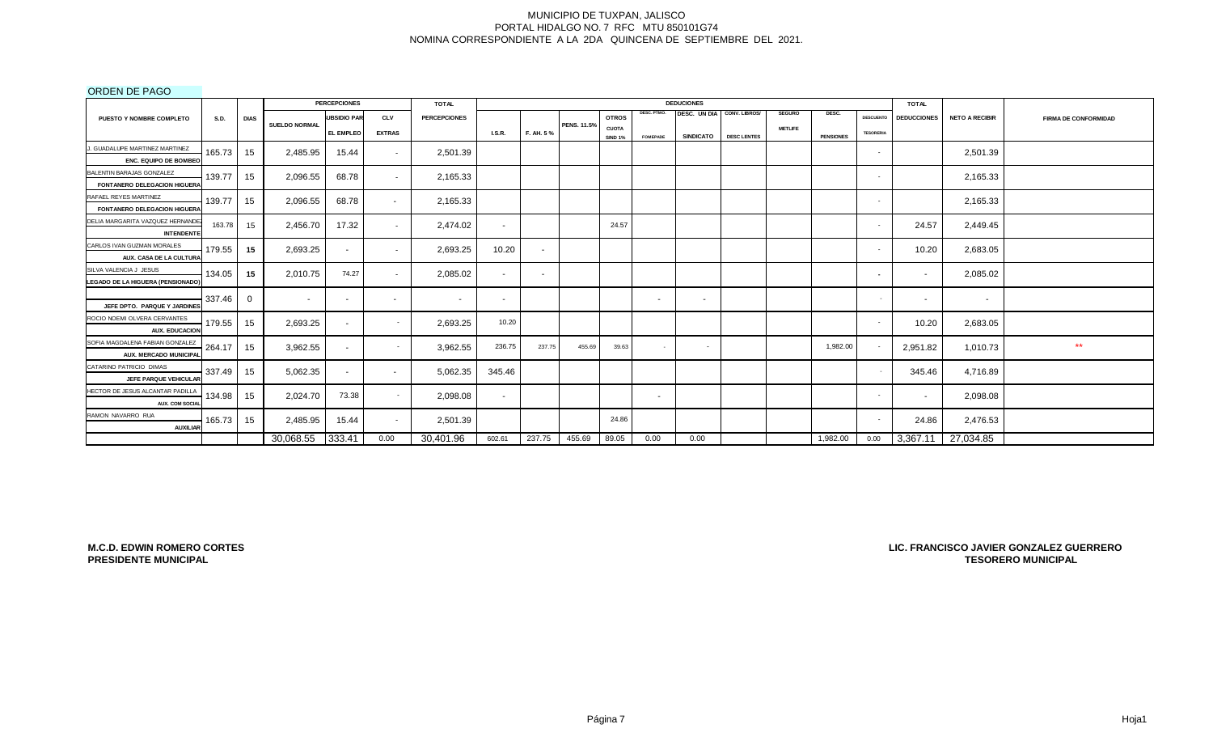MUNICIPIO DE TUXPAN, JALISCO
PORTAL HIDALGO NO. 7 RFC MTU 850101G74
NOMINA CORRESPONDIENTE A LA 2DA QUINCENA DE SEPTIEMBRE DEL 2021.

ORDEN DE PAGO

| PUESTO Y NOMBRE COMPLETO | S.D. | DIAS | PERCEPCIONES | | | TOTAL | DEDUCIONES | | | | | | | | | | | TOTAL | NETO A RECIBIR | FIRMA DE CONFORMIDAD |
|---|---|---|---|---|---|---|---|---|---|---|---|---|---|---|---|---|---|---|---|---|
| | | | SUELDO NORMAL | SUBSIDIO PARA EL EMPLEO | CLV EXTRAS | PERCEPCIONES | I.S.R. | F. AH. 5 % | PENS. 11.5% | OTROS CUOTA SIND 1% | DESC. PTMO. FOMEPADE | DESC. UN DIA SINDICATO | CONV. LIBROS/ DESC LENTES | SEGURO METLIFE | DESC. PENSIONES | DESCUENTO TESORERIA | DEDUCCIONES | | | |
| J. GUADALUPE MARTINEZ MARTINEZ<br>ENC. EQUIPO DE BOMBEO | 165.73 | 15 | 2,485.95 | 15.44 | - | 2,501.39 | | | | | | | | | | - | | 2,501.39 | |
| BALENTIN BARAJAS GONZALEZ<br>FONTANERO DELEGACION HIGUERA | 139.77 | 15 | 2,096.55 | 68.78 | - | 2,165.33 | | | | | | | | | | - | | 2,165.33 | |
| RAFAEL REYES MARTINEZ<br>FONTANERO DELEGACION HIGUERA | 139.77 | 15 | 2,096.55 | 68.78 | - | 2,165.33 | | | | | | | | | | - | | 2,165.33 | |
| DELIA MARGARITA VAZQUEZ HERNANDEZ<br>INTENDENTE | 163.78 | 15 | 2,456.70 | 17.32 | - | 2,474.02 | - | | | 24.57 | | | | | | - | 24.57 | 2,449.45 | |
| CARLOS IVAN GUZMAN MORALES<br>AUX. CASA DE LA CULTURA | 179.55 | 15 | 2,693.25 | - | - | 2,693.25 | 10.20 | - | | | | | | | | - | 10.20 | 2,683.05 | |
| SILVA VALENCIA J JESUS<br>DELEGADO DE LA HIGUERA (PENSIONADO) | 134.05 | 15 | 2,010.75 | 74.27 | - | 2,085.02 | - | - | | | | | | | | - | - | 2,085.02 | |
| JEFE DPTO. PARQUE Y JARDINES | 337.46 | 0 | - | - | - | - | - | | | | - | - | | | | - | - | - | |
| ROCIO NOEMI OLVERA CERVANTES<br>AUX. EDUCACION | 179.55 | 15 | 2,693.25 | - | - | 2,693.25 | 10.20 | | | | | | | | | - | 10.20 | 2,683.05 | |
| SOFIA MAGDALENA FABIAN GONZALEZ<br>AUX. MERCADO MUNICIPAL | 264.17 | 15 | 3,962.55 | - | - | 3,962.55 | 236.75 | 237.75 | 455.69 | 39.63 | - | - | | | 1,982.00 | - | 2,951.82 | 1,010.73 | ** |
| CATARINO PATRICIO DIMAS<br>JEFE PARQUE VEHICULAR | 337.49 | 15 | 5,062.35 | - | - | 5,062.35 | 345.46 | | | | | | | | | - | 345.46 | 4,716.89 | |
| HECTOR DE JESUS ALCANTAR PADILLA<br>AUX. COM SOCIAL | 134.98 | 15 | 2,024.70 | 73.38 | - | 2,098.08 | - | | | | - | | | | | - | - | 2,098.08 | |
| RAMON NAVARRO RUA<br>AUXILIAR | 165.73 | 15 | 2,485.95 | 15.44 | - | 2,501.39 | | | | 24.86 | | | | | | - | 24.86 | 2,476.53 | |
| | | | 30,068.55 | 333.41 | 0.00 | 30,401.96 | 602.61 | 237.75 | 455.69 | 89.05 | 0.00 | 0.00 | | | 1,982.00 | 0.00 | 3,367.11 | 27,034.85 | |

**M.C.D. EDWIN ROMERO CORTES**
**PRESIDENTE MUNICIPAL**

**LIC. FRANCISCO JAVIER GONZALEZ GUERRERO**
**TESORERO MUNICIPAL**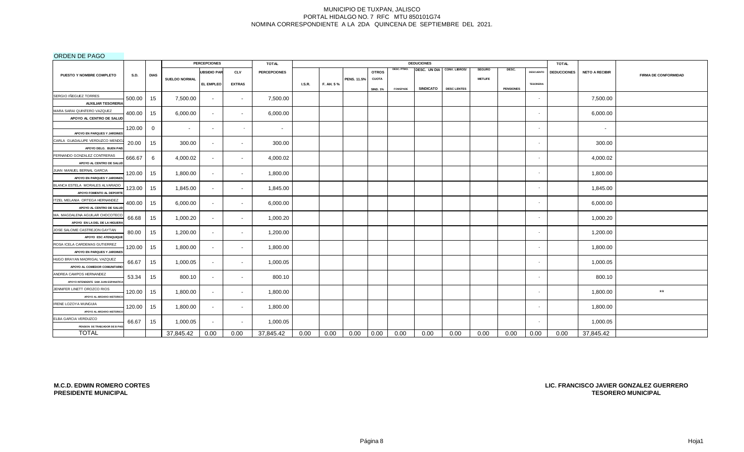MUNICIPIO DE TUXPAN, JALISCO
PORTAL HIDALGO NO. 7 RFC MTU 850101G74
NOMINA CORRESPONDIENTE A LA 2DA QUINCENA DE SEPTIEMBRE DEL 2021.

ORDEN DE PAGO

| PUESTO Y NOMBRE COMPLETO | S.D. | DIAS | PERCEPCIONES | | | TOTAL | DEDUCIONES | | | | | | | | | | | TOTAL | NETO A RECIBIR | FIRMA DE CONFORMIDAD |
|---|---|---|---|---|---|---|---|---|---|---|---|---|---|---|---|---|---|---|---|---|
| | | | SUELDO NORMAL | UBSIDIO PAR EL EMPLEO | CLV EXTRAS | PERCEPCIONES | I.S.R. | F. AH. 5 % | PENS. 11.5% | OTROS CUOTA SIND. 1% | DESC. PTMO. FOMEPADE | DESC. UN DIA SINDICATO | CONV. LIBROS/ DESC LENTES | SEGURO METLIFE | DESC. PENSIONES | DESCUENTO TESORERIA | DEDUCCIONES | | |
| SERGIO IÑEGUEZ TORRES AUXILIAR TESORERIA | 500.00 | 15 | 7,500.00 | - | - | 7,500.00 | | | | | | | | | | - | | 7,500.00 | |
| MARA SARAI QUINTERO VAZQUEZ APOYO AL CENTRO DE SALUD | 400.00 | 15 | 6,000.00 | - | - | 6,000.00 | | | | | | | | | | - | | 6,000.00 | |
| APOYO EN PARQUES Y JARDINES | 120.00 | 0 | - | - | - | - | | | | | | | | | | - | | - | |
| CARLA GUADALUPE VERDUZCO MENDOZ APOYO DELG. BUEN PAIS | 20.00 | 15 | 300.00 | - | - | 300.00 | | | | | | | | | | - | | 300.00 | |
| FERNANDO GONZALEZ CONTRERAS APOYO AL CENTRO DE SALUD | 666.67 | 6 | 4,000.02 | - | - | 4,000.02 | | | | | | | | | | - | | 4,000.02 | |
| JUAN MANUEL BERNAL GARCIA APOYO EN PARQUES Y JARDINES | 120.00 | 15 | 1,800.00 | - | - | 1,800.00 | | | | | | | | | | - | | 1,800.00 | |
| BLANCA ESTELA MORALES ALVARADO APOYO FOMENTO AL DEPORTE | 123.00 | 15 | 1,845.00 | - | - | 1,845.00 | | | | | | | | | | - | | 1,845.00 | |
| ITZEL MELANIA ORTEGA HERNANDEZ APOYO AL CENTRO DE SALUD | 400.00 | 15 | 6,000.00 | - | - | 6,000.00 | | | | | | | | | | - | | 6,000.00 | |
| MA. MAGDALENA AGUILAR CHOCOTECO APOYO EN LA DEL DE LA HIGUERA | 66.68 | 15 | 1,000.20 | - | - | 1,000.20 | | | | | | | | | | - | | 1,000.20 | |
| JOSE SALOME CASTREJON GAYTAN APOYO ESC ATENQUIQUE | 80.00 | 15 | 1,200.00 | - | - | 1,200.00 | | | | | | | | | | - | | 1,200.00 | |
| ROSA ICELA CARDEMAS GUTIERREZ APOYO EN PARQUES Y JARDINES | 120.00 | 15 | 1,800.00 | - | - | 1,800.00 | | | | | | | | | | - | | 1,800.00 | |
| HUGO BRAYAN MADRIGAL VAZQUEZ APOYO AL COMEDOR COMUNITARIO | 66.67 | 15 | 1,000.05 | - | - | 1,000.05 | | | | | | | | | | - | | 1,000.05 | |
| ANDREA CAMPOS HERNANDEZ APOYO INTENDENTE SAM JUAN ESPANATICA | 53.34 | 15 | 800.10 | - | - | 800.10 | | | | | | | | | | - | | 800.10 | |
| JENNIFER LINETT OROZCO RIOS APOYO AL ARCHIVO HISTORICO | 120.00 | 15 | 1,800.00 | - | - | 1,800.00 | | | | | | | | | | - | | 1,800.00 | ** |
| IRENE LOZOYA MUNGUIA APOYO AL ARCHIVO HISTORICO | 120.00 | 15 | 1,800.00 | - | - | 1,800.00 | | | | | | | | | | - | | 1,800.00 | |
| ELBA GARCIA VERDUZCO PENSION DE TRABAJADOR DE B PAIS | 66.67 | 15 | 1,000.05 | - | - | 1,000.05 | | | | | | | | | | - | | 1,000.05 | |
| TOTAL | | | 37,845.42 | 0.00 | 0.00 | 37,845.42 | 0.00 | 0.00 | 0.00 | 0.00 | 0.00 | 0.00 | 0.00 | 0.00 | 0.00 | 0.00 | 0.00 | 37,845.42 | |

**M.C.D. EDWIN ROMERO CORTES**
**PRESIDENTE MUNICIPAL**

**LIC. FRANCISCO JAVIER GONZALEZ GUERRERO**
**TESORERO MUNICIPAL**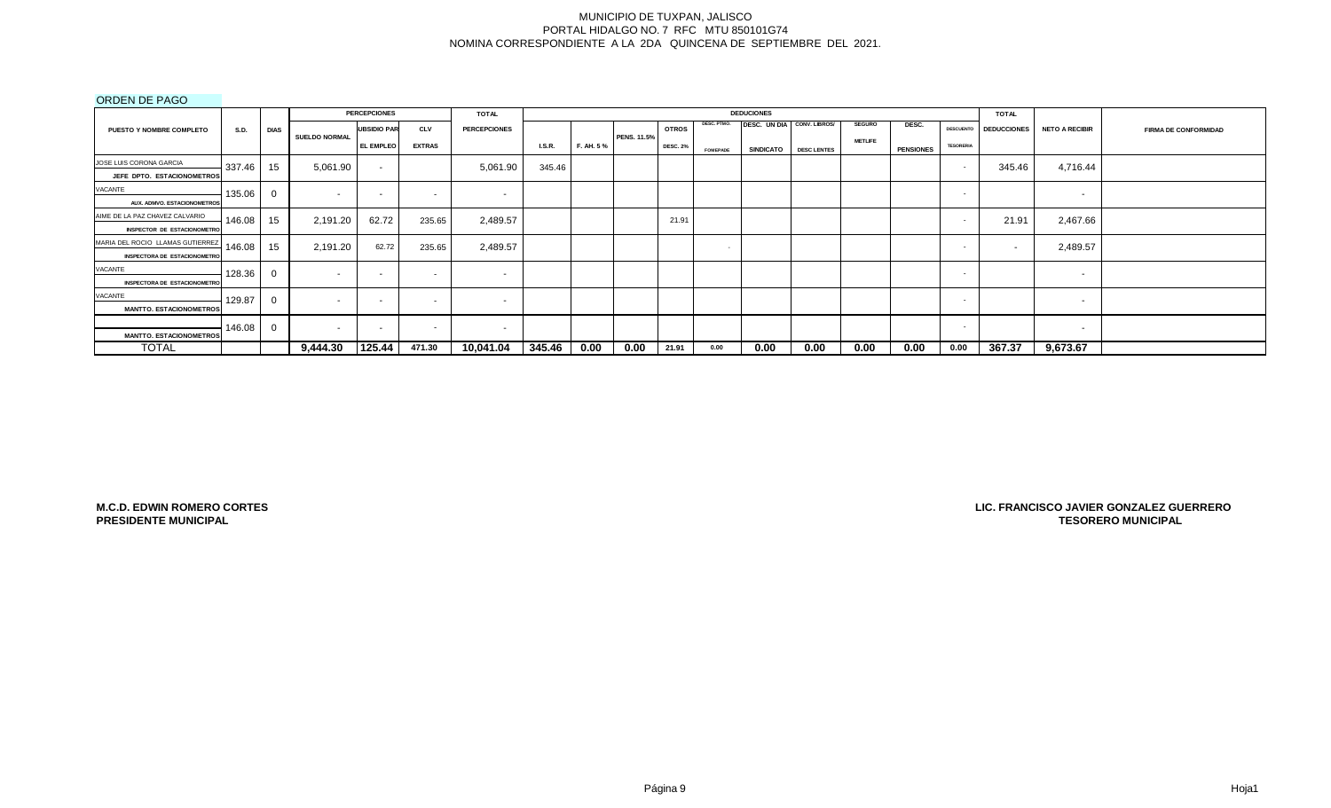MUNICIPIO DE TUXPAN, JALISCO
PORTAL HIDALGO NO. 7 RFC MTU 850101G74
NOMINA CORRESPONDIENTE A LA 2DA QUINCENA DE SEPTIEMBRE DEL 2021.

ORDEN DE PAGO

| PUESTO Y NOMBRE COMPLETO | S.D. | DIAS | PERCEPCIONES | | | TOTAL | DEDUCIONES | | | | | | | | | | | TOTAL | NETO A RECIBIR | FIRMA DE CONFORMIDAD |
|---|---|---|---|---|---|---|---|---|---|---|---|---|---|---|---|---|---|---|---|---|
| | | | SUELDO NORMAL | UBSIDIO PAR EL EMPLEO | CLV EXTRAS | PERCEPCIONES | I.S.R. | F. AH. 5 % | PENS. 11.5% | OTROS DESC. 2% | DESC. PTMO. FOMEPADE | DESC. UN DIA SINDICATO | CONV. LIBROS/ DESC LENTES | SEGURO METLIFE | DESC. PENSIONES | DESCUENTO TESORERIA | DEDUCCIONES | | | |
| JOSE LUIS CORONA GARCIA<br>JEFE DPTO. ESTACIONOMETROS | 337.46 | 15 | 5,061.90 | - | | 5,061.90 | 345.46 | | | | | | | | | - | 345.46 | 4,716.44 | |
| VACANTE<br>AUX. ADMVO. ESTACIONOMETROS | 135.06 | 0 | - | - | - | - | | | | | | | | | | - | | - | |
| AIME DE LA PAZ CHAVEZ CALVARIO<br>INSPECTOR DE ESTACIONOMETRO | 146.08 | 15 | 2,191.20 | 62.72 | 235.65 | 2,489.57 | | | | 21.91 | | | | | | - | 21.91 | 2,467.66 | |
| MARIA DEL ROCIO LLAMAS GUTIERREZ<br>INSPECTORA DE ESTACIONOMETRO | 146.08 | 15 | 2,191.20 | 62.72 | 235.65 | 2,489.57 | | | | | - | | | | | - | - | 2,489.57 | |
| VACANTE<br>INSPECTORA DE ESTACIONOMETRO | 128.36 | 0 | - | - | - | - | | | | | | | | | | - | | - | |
| VACANTE<br>MANTTO. ESTACIONOMETROS | 129.87 | 0 | - | - | - | - | | | | | | | | | | - | | - | |
| MANTTO. ESTACIONOMETROS | 146.08 | 0 | - | - | - | - | | | | | | | | | | - | | - | |
| TOTAL | | | 9,444.30 | 125.44 | 471.30 | 10,041.04 | 345.46 | 0.00 | 0.00 | 21.91 | 0.00 | 0.00 | 0.00 | 0.00 | 0.00 | 0.00 | 367.37 | 9,673.67 | |

**M.C.D. EDWIN ROMERO CORTES**
**PRESIDENTE MUNICIPAL**

**LIC. FRANCISCO JAVIER GONZALEZ GUERRERO**
**TESORERO MUNICIPAL**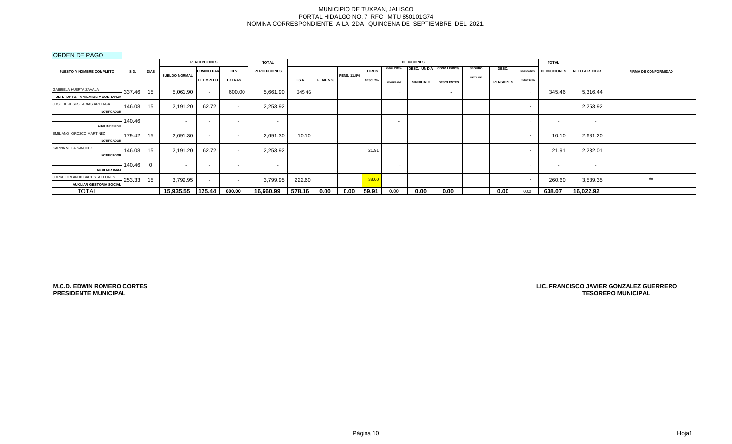MUNICIPIO DE TUXPAN, JALISCO
PORTAL HIDALGO NO. 7 RFC MTU 850101G74
NOMINA CORRESPONDIENTE A LA 2DA QUINCENA DE SEPTIEMBRE DEL 2021.

ORDEN DE PAGO

| PUESTO Y NOMBRE COMPLETO | S.D. | DIAS | PERCEPCIONES | | | TOTAL | DEDUCIONES | | | | | | | | | | | TOTAL | NETO A RECIBIR | FIRMA DE CONFORMIDAD |
|---|---|---|---|---|---|---|---|---|---|---|---|---|---|---|---|---|---|---|---|---|
| | | | SUELDO NORMAL | UBSIDIO PAR EL EMPLEO | CLV EXTRAS | PERCEPCIONES | I.S.R. | F. AH. 5 % | PENS. 11.5% | OTROS DESC. 2% | DESC. PTMO. FOMEPADE | DESC. UN DIA SINDICATO | CONV. LIBROS/ DESC LENTES | SEGURO METLIFE | DESC. PENSIONES | DESCUENTO TESORERIA | DEDUCCIONES | | | |
| GABRIELA HUERTA ZAVALA<br>JEFE DPTO. APREMIOS Y COBRANZA | 337.46 | 15 | 5,061.90 | - | 600.00 | 5,661.90 | 345.46 | | | | - | | - | | | - | 345.46 | 5,316.44 | |
| JOSE DE JESUS FARIAS ARTEAGA<br>NOTIFICADOR | 146.08 | 15 | 2,191.20 | 62.72 | - | 2,253.92 | | | | | | | | | | - | | 2,253.92 | |
| AUXILIAR EN DIF | 140.46 | | - | - | - | - | | | | | - | | | | | - | - | - | |
| EMILIANO OROZCO MARTINEZ<br>NOTIFICADOR | 179.42 | 15 | 2,691.30 | - | - | 2,691.30 | 10.10 | | | | | | | | | - | 10.10 | 2,681.20 | |
| KARINA VILLA SANCHEZ<br>NOTIFICADOR | 146.08 | 15 | 2,191.20 | 62.72 | - | 2,253.92 | | | | 21.91 | | | | | | - | 21.91 | 2,232.01 | |
| AUXILIAR IMAJ | 140.46 | 0 | - | - | - | - | | | | | - | | | | | - | - | - | |
| JORGE ORLANDO BAUTISTA FLORES<br>AUXILIAR GESTORIA SOCIAL | 253.33 | 15 | 3,799.95 | - | - | 3,799.95 | 222.60 | | | 38.00 | | | | | | - | 260.60 | 3,539.35 | ** |
| TOTAL | | | 15,935.55 | 125.44 | 600.00 | 16,660.99 | 578.16 | 0.00 | 0.00 | 59.91 | 0.00 | 0.00 | 0.00 | | 0.00 | 0.00 | 638.07 | 16,022.92 | |

**M.C.D. EDWIN ROMERO CORTES**
**PRESIDENTE MUNICIPAL**

**LIC. FRANCISCO JAVIER GONZALEZ GUERRERO**
**TESORERO MUNICIPAL**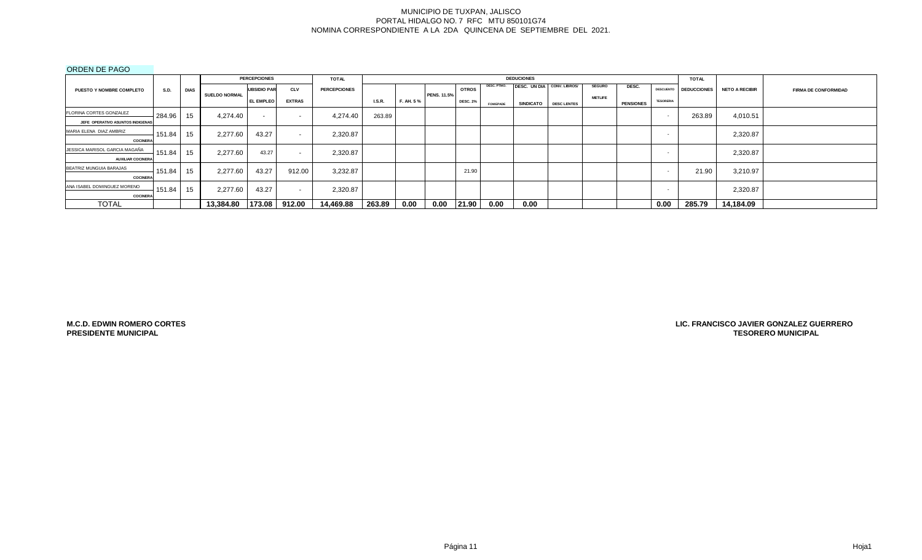MUNICIPIO DE TUXPAN, JALISCO
PORTAL HIDALGO NO. 7 RFC MTU 850101G74
NOMINA CORRESPONDIENTE A LA 2DA QUINCENA DE SEPTIEMBRE DEL 2021.

ORDEN DE PAGO

| PUESTO Y NOMBRE COMPLETO | S.D. | DIAS | PERCEPCIONES | | | TOTAL | DEDUCIONES | | | | | | | | | | | TOTAL | NETO A RECIBIR | FIRMA DE CONFORMIDAD |
|---|---|---|---|---|---|---|---|---|---|---|---|---|---|---|---|---|---|---|---|---|
| | | | SUELDO NORMAL | UBSIDIO PAR EL EMPLEO | CLV EXTRAS | PERCEPCIONES | I.S.R. | F. AH. 5 % | PENS. 11.5% | OTROS DESC. 2% | DESC. PTMO. FOMEPADE | DESC. UN DIA SINDICATO | CONV. LIBROS/ DESC LENTES | SEGURO METLIFE | DESC. PENSIONES | DESCUENTO TESORERIA | DEDUCCIONES | | |
| FLORINA CORTES GONZALEZ<br>JEFE OPERATIVO ASUNTOS INDIGENAS | 284.96 | 15 | 4,274.40 | - | - | 4,274.40 | 263.89 | | | | | | | | | - | 263.89 | 4,010.51 | |
| MARIA ELENA DIAZ AMBRIZ<br>COCINERA | 151.84 | 15 | 2,277.60 | 43.27 | - | 2,320.87 | | | | | | | | | | - | | 2,320.87 | |
| JESSICA MARISOL GARCIA MAGAÑA<br>AUXILIAR COCINERA | 151.84 | 15 | 2,277.60 | 43.27 | - | 2,320.87 | | | | | | | | | | - | | 2,320.87 | |
| BEATRIZ MUNGUIA BARAJAS<br>COCINERA | 151.84 | 15 | 2,277.60 | 43.27 | 912.00 | 3,232.87 | | | | 21.90 | | | | | | - | 21.90 | 3,210.97 | |
| ANA ISABEL DOMINGUEZ MORENO<br>COCINERA | 151.84 | 15 | 2,277.60 | 43.27 | - | 2,320.87 | | | | | | | | | | - | | 2,320.87 | |
| TOTAL | | | 13,384.80 | 173.08 | 912.00 | 14,469.88 | 263.89 | 0.00 | 0.00 | 21.90 | 0.00 | 0.00 | | | | 0.00 | 285.79 | 14,184.09 | |

**M.C.D. EDWIN ROMERO CORTES**
**PRESIDENTE MUNICIPAL**

**LIC. FRANCISCO JAVIER GONZALEZ GUERRERO**
**TESORERO MUNICIPAL**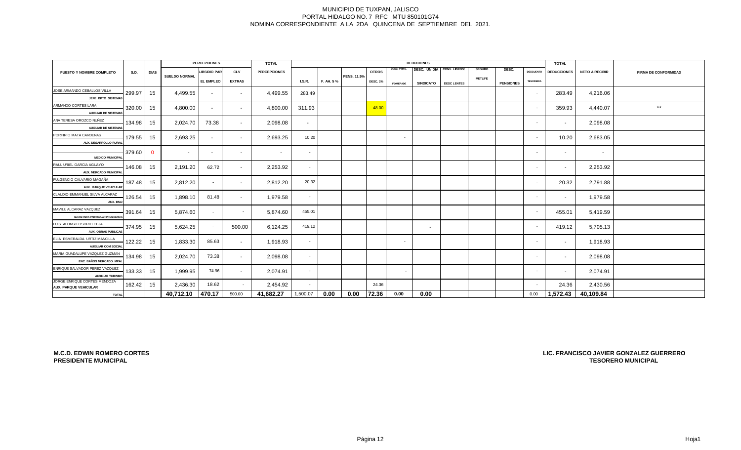MUNICIPIO DE TUXPAN, JALISCO
PORTAL HIDALGO NO. 7 RFC MTU 850101G74
NOMINA CORRESPONDIENTE A LA 2DA QUINCENA DE SEPTIEMBRE DEL 2021.

| PUESTO Y NOMBRE COMPLETO | S.D. | DIAS | PERCEPCIONES | | | TOTAL | DEDUCCIONES | | | | | | | | | | | TOTAL | NETO A RECIBIR | FIRMA DE CONFORMIDAD |
|---|---|---|---|---|---|---|---|---|---|---|---|---|---|---|---|---|---|---|---|---|
| | | | SUELDO NORMAL | UBSIDIO PAR EL EMPLEO | CLV EXTRAS | PERCEPCIONES | I.S.R. | F. AH. 5 % | PENS. 11.5% | OTROS DESC. 2% | DESC. PTMO. FOMEPADE | DESC. UN DIA SINDICATO | CONV. LIBROS/ DESC LENTES | SEGURO METLIFE | DESC. PENSIONES | DESCUENTO TESORERIA | DEDUCCIONES | | | |
| JOSE ARMANDO CEBALLOS VILLA JEFE DPTO SISTEMAS | 299.97 | 15 | 4,499.55 | - | - | 4,499.55 | 283.49 | | | | | | | | | - | 283.49 | 4,216.06 | |
| ARMANDO CORTES LARA AUXILIAR DE SISTEMAS | 320.00 | 15 | 4,800.00 | - | - | 4,800.00 | 311.93 | | | 48.00 | | | | | | - | 359.93 | 4,440.07 | ** |
| ANA TERESA OROZCO NUÑEZ AUXILIAR DE SISTEMAS | 134.98 | 15 | 2,024.70 | 73.38 | - | 2,098.08 | - | | | | | | | | | - | - | 2,098.08 | |
| PORFIRIO MATA CARDENAS AUX. DESARROLLO RURAL | 179.55 | 15 | 2,693.25 | - | - | 2,693.25 | 10.20 | | | | - | | | | | - | 10.20 | 2,683.05 | |
| MEDICO MUNICIPAL | 379.60 | 0 | - | - | - | - | - | | | | | | | | | - | - | - | |
| RAUL URIEL GARCIA AGUAYO AUX. MERCADO MUNICIPAL | 146.08 | 15 | 2,191.20 | 62.72 | - | 2,253.92 | - | | | | | | | | | - | - | 2,253.92 | |
| FULGENCIO CALVARIO MAGAÑA AUX. PARQUE VEHICULAR | 187.48 | 15 | 2,812.20 | - | - | 2,812.20 | 20.32 | | | | | | | | | - | 20.32 | 2,791.88 | |
| CLAUDIO EMMANUEL SILVA ALCARAZ AUX. IMAJ | 126.54 | 15 | 1,898.10 | 81.48 | - | 1,979.58 | - | | | | | | | | | - | - | 1,979.58 | |
| MAVILU ALCARAZ VAZQUEZ SECRETARIA PARTICULAR PRESIDENCIA | 391.64 | 15 | 5,874.60 | - | - | 5,874.60 | 455.01 | | | | | | | | | - | 455.01 | 5,419.59 | |
| LUIS ALONSO OSORIO CEJA AUX. OBRAS PUBLICAS | 374.95 | 15 | 5,624.25 | - | 500.00 | 6,124.25 | 419.12 | | | | | - | | | | - | 419.12 | 5,705.13 | |
| ELIA ESMERALDA URTIZ MANCILLA AUXILIAR COM SOCIAL | 122.22 | 15 | 1,833.30 | 85.63 | - | 1,918.93 | - | | | | - | | | | | - | - | 1,918.93 | |
| MARIA GUADALUPE VAZQUEZ GUZMAN ENC. BAÑOS MERCADO MPAL | 134.98 | 15 | 2,024.70 | 73.38 | - | 2,098.08 | - | | | | | | | | | - | - | 2,098.08 | |
| ENRIQUE SALVADOR PEREZ VAZQUEZ AUXILIAR TURISMO | 133.33 | 15 | 1,999.95 | 74.96 | - | 2,074.91 | - | | | | - | | | | | - | - | 2,074.91 | |
| JORGE ENRIQUE CORTES MENDOZA AUX. PARQUE VEHICULAR | 162.42 | 15 | 2,436.30 | 18.62 | - | 2,454.92 | - | | | 24.36 | | | | | | - | 24.36 | 2,430.56 | |
| TOTAL | | | 40,712.10 | 470.17 | 500.00 | 41,682.27 | 1,500.07 | 0.00 | 0.00 | 72.36 | 0.00 | 0.00 | | | | 0.00 | 1,572.43 | 40,109.84 | |

**M.C.D. EDWIN ROMERO CORTES**
**PRESIDENTE MUNICIPAL**

**LIC. FRANCISCO JAVIER GONZALEZ GUERRERO**
**TESORERO MUNICIPAL**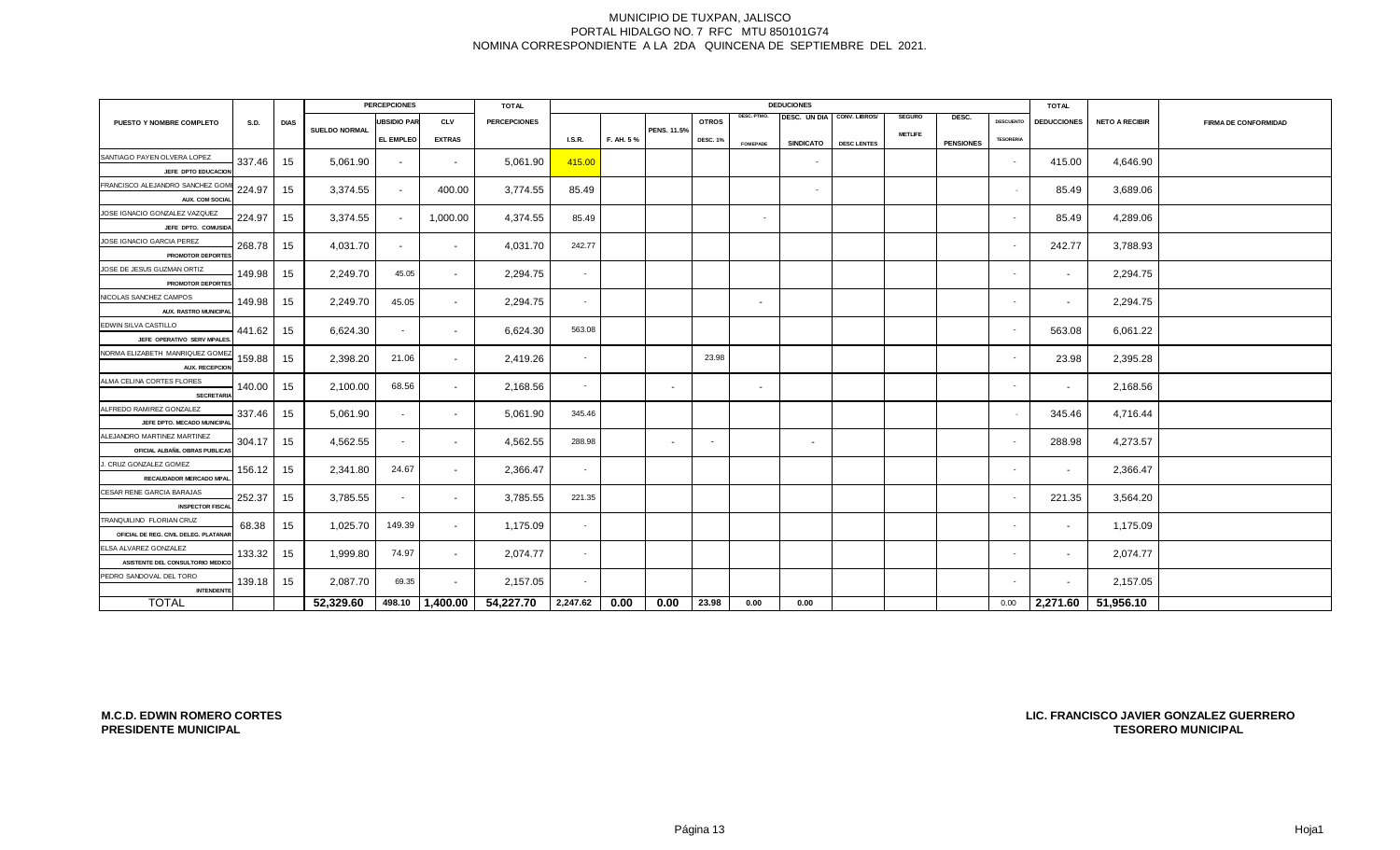MUNICIPIO DE TUXPAN, JALISCO
PORTAL HIDALGO NO. 7 RFC MTU 850101G74
NOMINA CORRESPONDIENTE A LA 2DA QUINCENA DE SEPTIEMBRE DEL 2021.

| PUESTO Y NOMBRE COMPLETO | S.D. | DIAS | PERCEPCIONES | | | TOTAL | DEDUCIONES | | | | | | | | | | | TOTAL | NETO A RECIBIR | FIRMA DE CONFORMIDAD |
|---|---|---|---|---|---|---|---|---|---|---|---|---|---|---|---|---|---|---|---|---|
| | | | SUELDO NORMAL | UBSIDIO PAR EL EMPLEO | CLV EXTRAS | PERCEPCIONES | I.S.R. | F. AH. 5 % | PENS. 11.5% | OTROS DESC. 1% | DESC. PTMO. FOMEPADE | DESC. UN DIA SINDICATO | CONV. LIBROS/ DESC LENTES | SEGURO METLIFE | DESC. PENSIONES | DESCUENTO TESORERIA | DEDUCCIONES | | | |
| SANTIAGO PAYEN OLVERA LOPEZ<br>JEFE DPTO EDUCACION | 337.46 | 15 | 5,061.90 | - | - | 5,061.90 | 415.00 | | | | | - | | | | - | 415.00 | 4,646.90 | |
| FRANCISCO ALEJANDRO SANCHEZ GOME<br>AUX. COM SOCIAL | 224.97 | 15 | 3,374.55 | - | 400.00 | 3,774.55 | 85.49 | | | | | - | | | | - | 85.49 | 3,689.06 | |
| JOSE IGNACIO GONZALEZ VAZQUEZ<br>JEFE DPTO. COMUSIDA | 224.97 | 15 | 3,374.55 | - | 1,000.00 | 4,374.55 | 85.49 | | | | - | | | | | - | 85.49 | 4,289.06 | |
| JOSE IGNACIO GARCIA PEREZ<br>PROMOTOR DEPORTES | 268.78 | 15 | 4,031.70 | - | - | 4,031.70 | 242.77 | | | | | | | | | - | 242.77 | 3,788.93 | |
| JOSE DE JESUS GUZMAN ORTIZ<br>PROMOTOR DEPORTES | 149.98 | 15 | 2,249.70 | 45.05 | - | 2,294.75 | - | | | | | | | | | - | - | 2,294.75 | |
| NICOLAS SANCHEZ CAMPOS<br>AUX. RASTRO MUNICIPAL | 149.98 | 15 | 2,249.70 | 45.05 | - | 2,294.75 | - | | | | - | | | | | - | - | 2,294.75 | |
| EDWIN SILVA CASTILLO<br>JEFE OPERATIVO SERV MPALES. | 441.62 | 15 | 6,624.30 | - | - | 6,624.30 | 563.08 | | | | | | | | | - | 563.08 | 6,061.22 | |
| NORMA ELIZABETH MANRIQUEZ GOMEZ<br>AUX. RECEPCION | 159.88 | 15 | 2,398.20 | 21.06 | - | 2,419.26 | - | | | 23.98 | | | | | | - | 23.98 | 2,395.28 | |
| ALMA CELINA CORTES FLORES<br>SECRETARIA | 140.00 | 15 | 2,100.00 | 68.56 | - | 2,168.56 | - | | - | | - | | | | | - | - | 2,168.56 | |
| ALFREDO RAMIREZ GONZALEZ<br>JEFE DPTO. MECADO MUNICIPAL | 337.46 | 15 | 5,061.90 | - | - | 5,061.90 | 345.46 | | | | | | | | | - | 345.46 | 4,716.44 | |
| ALEJANDRO MARTINEZ MARTINEZ<br>OFICIAL ALBAÑIL OBRAS PUBLICAS | 304.17 | 15 | 4,562.55 | - | - | 4,562.55 | 288.98 | | - | - | | - | | | | - | 288.98 | 4,273.57 | |
| J. CRUZ GONZALEZ GOMEZ<br>RECAUDADOR MERCADO MPAL. | 156.12 | 15 | 2,341.80 | 24.67 | - | 2,366.47 | - | | | | | | | | | - | - | 2,366.47 | |
| CESAR RENE GARCIA BARAJAS<br>INSPECTOR FISCAL | 252.37 | 15 | 3,785.55 | - | - | 3,785.55 | 221.35 | | | | | | | | | - | 221.35 | 3,564.20 | |
| TRANQUILINO FLORIAN CRUZ<br>OFICIAL DE REG. CIVIL DELEG. PLATANAR | 68.38 | 15 | 1,025.70 | 149.39 | - | 1,175.09 | - | | | | | | | | | - | - | 1,175.09 | |
| ELSA ALVAREZ GONZALEZ<br>ASISTENTE DEL CONSULTORIO MEDICO | 133.32 | 15 | 1,999.80 | 74.97 | - | 2,074.77 | - | | | | | | | | | - | - | 2,074.77 | |
| PEDRO SANDOVAL DEL TORO<br>INTENDENTE | 139.18 | 15 | 2,087.70 | 69.35 | - | 2,157.05 | - | | | | | | | | | - | - | 2,157.05 | |
| TOTAL | | | 52,329.60 | 498.10 | 1,400.00 | 54,227.70 | 2,247.62 | 0.00 | 0.00 | 23.98 | 0.00 | 0.00 | | | | 0.00 | 2,271.60 | 51,956.10 | |

**M.C.D. EDWIN ROMERO CORTES**
**PRESIDENTE MUNICIPAL**

**LIC. FRANCISCO JAVIER GONZALEZ GUERRERO**
**TESORERO MUNICIPAL**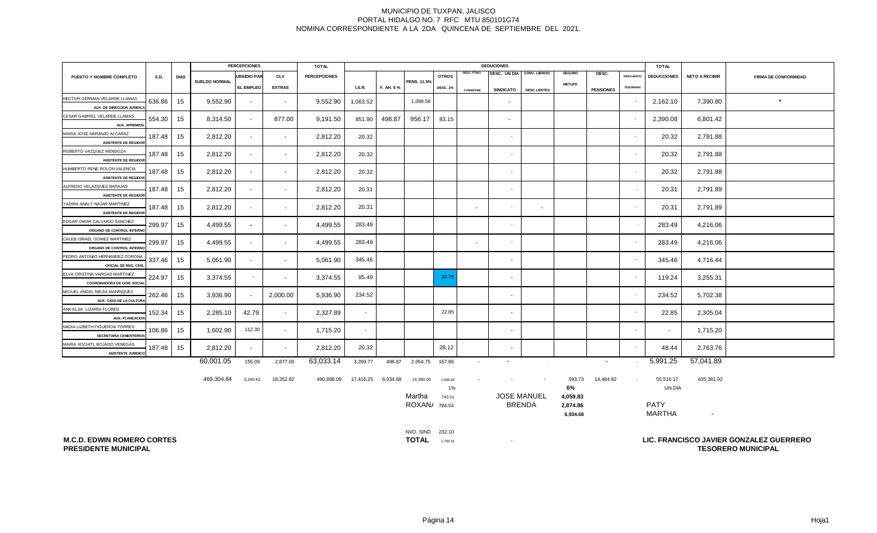MUNICIPIO DE TUXPAN, JALISCO
PORTAL HIDALGO NO. 7 RFC MTU 850101G74
NOMINA CORRESPONDIENTE A LA 2DA QUINCENA DE SEPTIEMBRE DEL 2021.

| PUESTO Y NOMBRE COMPLETO | S.D. | DIAS | PERCEPCIONES SUELDO NORMAL | SUBSIDIO PAR EL EMPLEO | CLV EXTRAS | TOTAL PERCEPCIONES | DEDUCCIONES I.S.R. | F. AH. 5 % | PENS. 11.5% | OTROS DESC. 2% | DESC. PTMO. FOMEPADE | DESC. UN DIA SINDICATO | CONV. LIBROS/ DESC LENTES | SEGURO METLIFE | DESC. PENSIONES | DESCUENTO TESORERIA | TOTAL DEDUCCIONES | NETO A RECIBIR | FIRMA DE CONFORMIDAD |
|---|---|---|---|---|---|---|---|---|---|---|---|---|---|---|---|---|---|---|---|
| HECTOR GERMAN VELARDE LLAMAS AUX. DE DIRECCION JURIDICA | 636.86 | 15 | 9,552.90 | - | - | 9,552.90 | 1,063.52 | | 1,098.58 | | | - | | | | - | 2,162.10 | 7,390.80 | * |
| CESAR GABRIEL VELARDE LLAMAS AUX. APREMIOS | 554.30 | 15 | 8,314.50 | - | 877.00 | 9,191.50 | 851.90 | 498.87 | 956.17 | 83.15 | | - | | | | - | 2,390.08 | 6,801.42 | |
| MARIA JOSE NARANJO ALCARAZ ASISTENTE DE REGIDOR | 187.48 | 15 | 2,812.20 | - | - | 2,812.20 | 20.32 | | | | | - | | | | - | 20.32 | 2,791.88 | |
| ROBERTO VAZQUEZ MENDOZA ASISTENTE DE REGIDOR | 187.48 | 15 | 2,812.20 | - | - | 2,812.20 | 20.32 | | | | | - | | | | - | 20.32 | 2,791.88 | |
| HUMBERTO RENE ROLON VALENCIA ASISTENTE DE REGIDOR | 187.48 | 15 | 2,812.20 | - | - | 2,812.20 | 20.32 | | | | | - | | | | - | 20.32 | 2,791.88 | |
| ALFREDO VELAZQUEZ BARAJAS ASISTENTE DE REGIDOR | 187.48 | 15 | 2,812.20 | - | - | 2,812.20 | 20.31 | | | | | - | | | | - | 20.31 | 2,791.89 | |
| YADIRA ANALY NAJAR MARTINEZ ASISTENTE DE REGIDOR | 187.48 | 15 | 2,812.20 | - | - | 2,812.20 | 20.31 | | | | - | - | - | | | - | 20.31 | 2,791.89 | |
| EDGAR OMAR CALVARIO SANCHEZ ORGANO DE CONTROL INTERNO | 299.97 | 15 | 4,499.55 | - | - | 4,499.55 | 283.49 | | | | | - | | | | - | 283.49 | 4,216.06 | |
| CALEB ISRAEL GOMEZ MARTINEZ ORGANO DE CONTROL INTERNO | 299.97 | 15 | 4,499.55 | - | - | 4,499.55 | 283.49 | | | | - | - | | | | - | 283.49 | 4,216.06 | |
| PEDRO ANTONIO HERNANDEZ CORONA OFICIAL DE REG. CIVIL | 337.46 | 15 | 5,061.90 | - | - | 5,061.90 | 345.46 | | | | | - | | | | - | 345.46 | 4,716.44 | |
| ELVA CRISTINA VARGAS MARTINEZ COORDINADORA DE COM. SOCIAL | 224.97 | 15 | 3,374.55 | - | - | 3,374.55 | 85.49 | | | 33.75 | | - | | | | - | 119.24 | 3,255.31 | |
| MIGUEL ANGEL MEJIA MANRIQUEZ AUX. CASA DE LA CULTURA | 262.46 | 15 | 3,936.90 | - | 2,000.00 | 5,936.90 | 234.52 | | | | | - | | | | - | 234.52 | 5,702.38 | |
| ANA ELSA LIZARDI FLORES AUX. PLANEACION | 152.34 | 15 | 2,285.10 | 42.79 | - | 2,327.89 | - | | | 22.85 | | - | | | | - | 22.85 | 2,305.04 | |
| NADIA LIZBETH FIGUEROA TORRES SECRETARIA CEMENTERIOS | 106.86 | 15 | 1,602.90 | 112.30 | - | 1,715.20 | - | | | | | - | | | | - | - | 1,715.20 | |
| MARIA XOCHITL BOJADO VENEGAS ASISTENTE JURIDICO | 187.48 | 15 | 2,812.20 | - | - | 2,812.20 | 20.32 | | | 28.12 | | - | | | | - | 48.44 | 2,763.76 | |
| | | | 60,001.05 | 155.09 | 2,877.00 | 63,033.14 | 3,269.77 | 498.87 | 2,054.75 | 167.86 | - | - | - | | - | - | 5,991.25 | 57,041.89 | |
| | | | 469,304.84 | 3,240.43 | 18,352.82 | 490,898.09 | 17,416.25 | 6,934.68 | 14,390.05 | 1,696.63 | - | - | - | 593.73 | 14,484.82 | - | 55,516.17 | 435,381.92 | |
| | | | | | | | | | | 1% | | | | 6% | | | UN DIA | | |
| | | | | | | | | | Martha | 743.51 | | JOSE MANUEL | | 4,059.83 | | | | | |
| | | | | | | | | | ROXANA | 784.54 | | BRENDA | | 2,874.86 | | | PATY | | |
| | | | | | | | | | | | | | | 6,934.68 | | | MARTHA | - | |
| | | | | | | | | | NVO. SIND | 232.10 | | | | | | | | | |
| | | | | | | | | | TOTAL | 1,760.15 | | - | | | | | | | |

**M.C.D. EDWIN ROMERO CORTES**
**PRESIDENTE MUNICIPAL**

**LIC. FRANCISCO JAVIER GONZALEZ GUERRERO**
**TESORERO MUNICIPAL**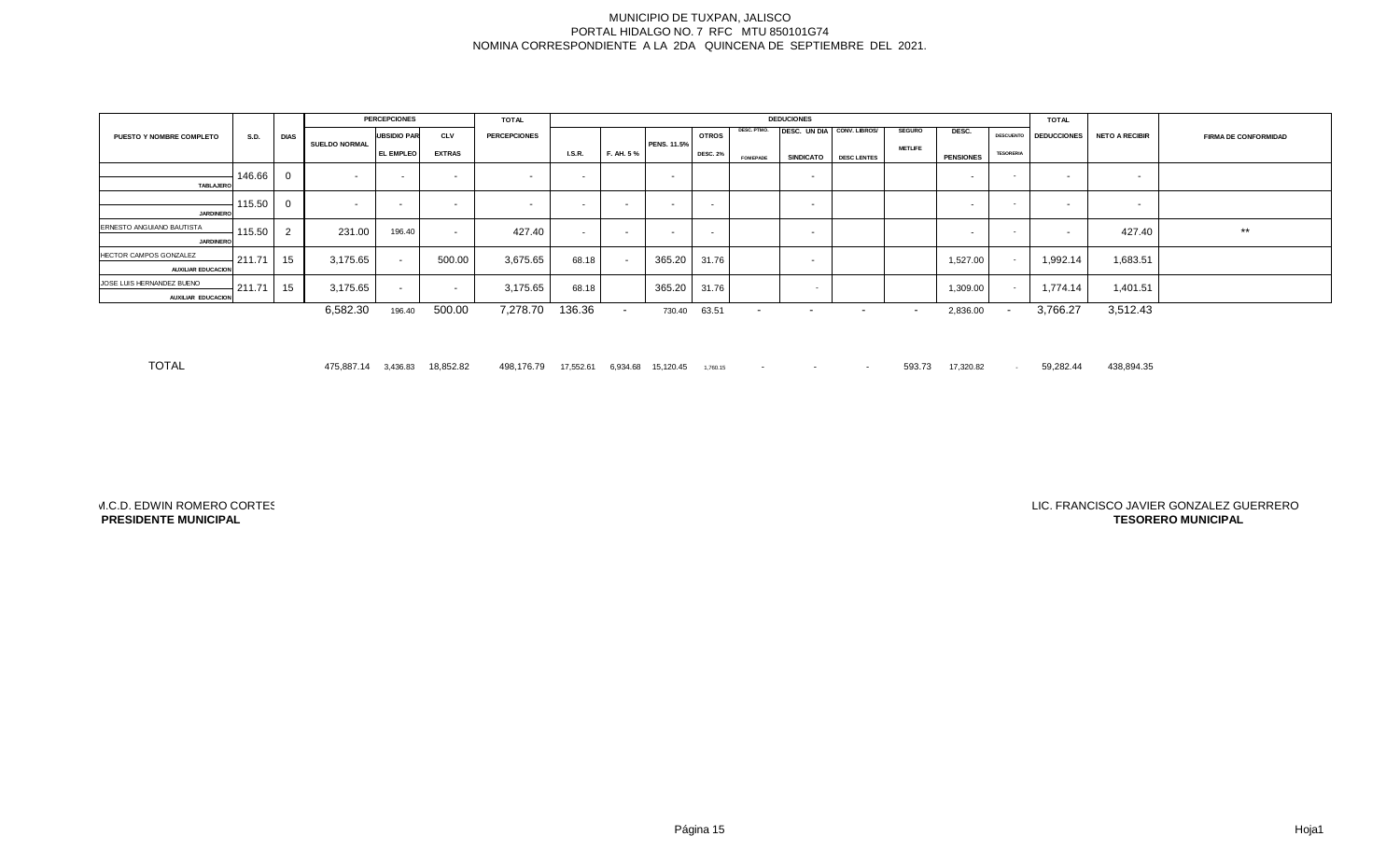MUNICIPIO DE TUXPAN, JALISCO
PORTAL HIDALGO NO. 7 RFC MTU 850101G74
NOMINA CORRESPONDIENTE A LA 2DA QUINCENA DE SEPTIEMBRE DEL 2021.

| PUESTO Y NOMBRE COMPLETO | S.D. | DIAS | PERCEPCIONES | | | TOTAL | DEDUCIONES | | | | | | | | | | | TOTAL | NETO A RECIBIR | FIRMA DE CONFORMIDAD |
|---|---|---|---|---|---|---|---|---|---|---|---|---|---|---|---|---|---|---|---|---|
| | | | SUELDO NORMAL | UBSIDIO PAR EL EMPLEO | CLV EXTRAS | PERCEPCIONES | I.S.R. | F. AH. 5 % | PENS. 11.5% | OTROS DESC. 2% | DESC. PTMO. FOMEPADE | DESC. UN DIA SINDICATO | CONV. LIBROS/ DESC LENTES | SEGURO METLIFE | DESC. PENSIONES | DESCUENTO TESORERIA | DEDUCCIONES | | | |
| TABLAJERO | 146.66 | 0 | - | - | - | - | - | | - | | | - | | | - | - | - | - | |
| JARDINERO | 115.50 | 0 | - | - | - | - | - | - | - | - | | - | | | - | - | - | - | |
| ERNESTO ANGUIANO BAUTISTA<br>JARDINERO | 115.50 | 2 | 231.00 | 196.40 | - | 427.40 | - | - | - | - | | - | | | - | - | - | 427.40 | ** |
| HECTOR CAMPOS GONZALEZ<br>AUXILIAR EDUCACION | 211.71 | 15 | 3,175.65 | - | 500.00 | 3,675.65 | 68.18 | - | 365.20 | 31.76 | | - | | | 1,527.00 | - | 1,992.14 | 1,683.51 | |
| JOSE LUIS HERNANDEZ BUENO<br>AUXILIAR EDUCACION | 211.71 | 15 | 3,175.65 | - | - | 3,175.65 | 68.18 | | 365.20 | 31.76 | | - | | | 1,309.00 | - | 1,774.14 | 1,401.51 | |
| | | | 6,582.30 | 196.40 | 500.00 | 7,278.70 | 136.36 | - | 730.40 | 63.51 | - | - | - | - | 2,836.00 | - | 3,766.27 | 3,512.43 | |
| TOTAL | | | 475,887.14 | 3,436.83 | 18,852.82 | 498,176.79 | 17,552.61 | 6,934.68 | 15,120.45 | 1,760.15 | - | - | - | 593.73 | 17,320.82 | - | 59,282.44 | 438,894.35 | |

M.C.D. EDWIN ROMERO CORTES
**PRESIDENTE MUNICIPAL**

LIC. FRANCISCO JAVIER GONZALEZ GUERRERO
**TESORERO MUNICIPAL**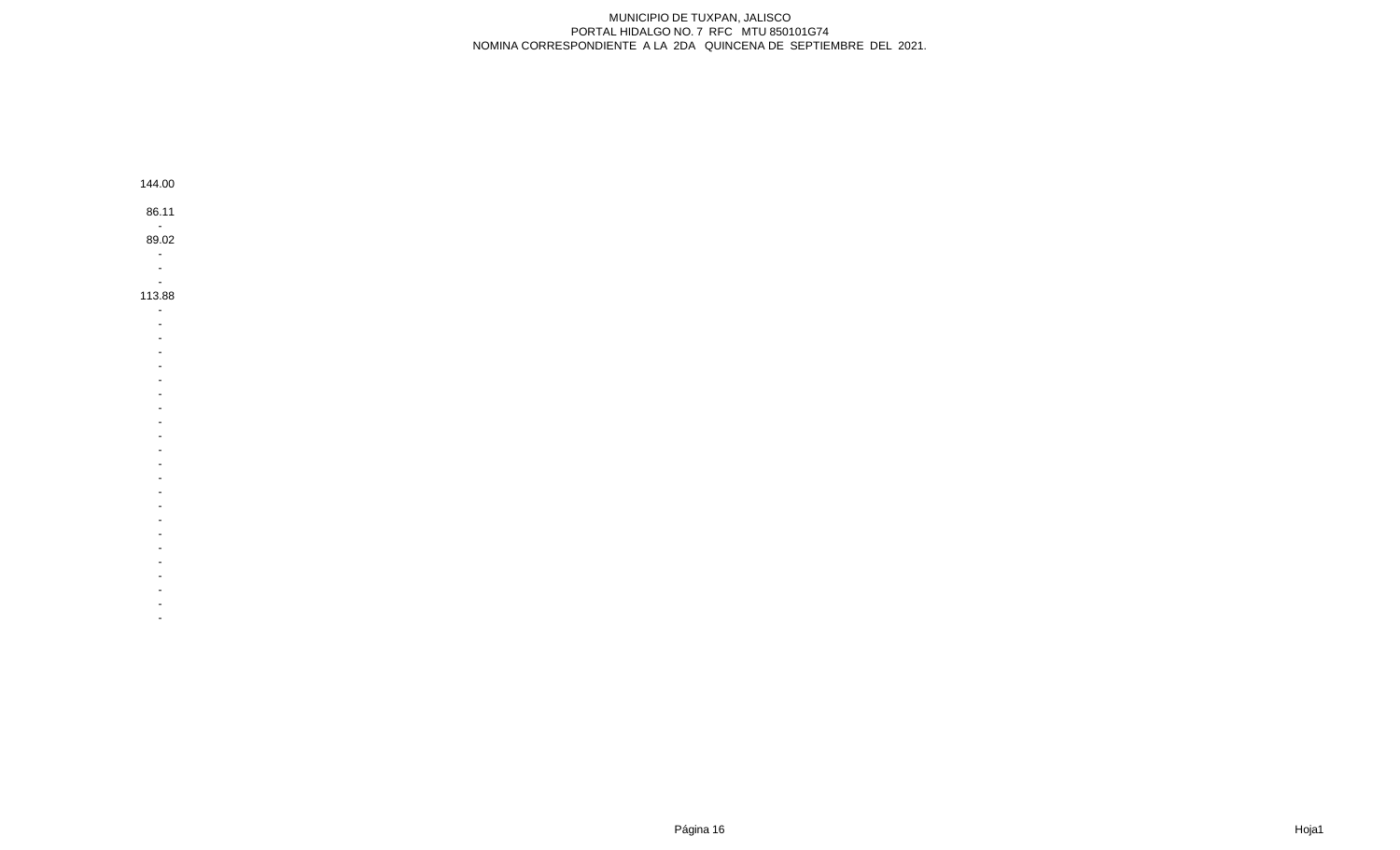MUNICIPIO DE TUXPAN, JALISCO
PORTAL HIDALGO NO. 7 RFC MTU 850101G74
NOMINA CORRESPONDIENTE A LA 2DA QUINCENA DE SEPTIEMBRE DEL 2021.

| |
|---|
| 144.00 |
| |
| 86.11 |
| - |
| 89.02 |
| - |
| - |
| - |
| 113.88 |
| - |
| - |
| - |
| - |
| - |
| - |
| - |
| - |
| - |
| - |
| - |
| - |
| - |
| - |
| - |
| - |
| - |
| - |
| - |
| - |
| - |
| - |
| - |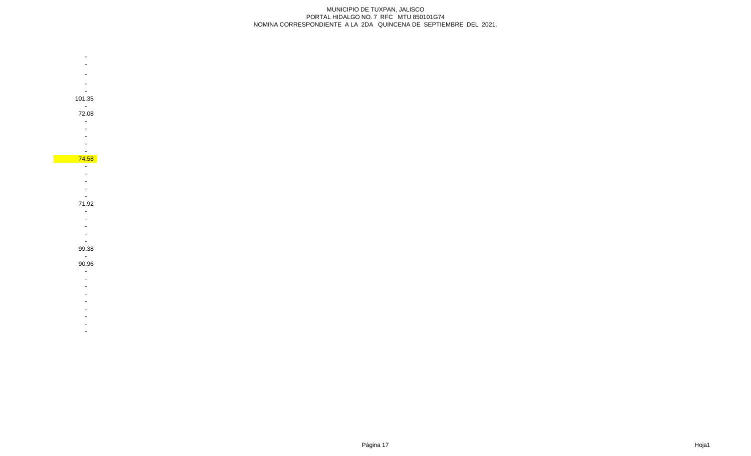MUNICIPIO DE TUXPAN, JALISCO
PORTAL HIDALGO NO. 7 RFC MTU 850101G74
NOMINA CORRESPONDIENTE A LA 2DA QUINCENA DE SEPTIEMBRE DEL 2021.

| |
|---|
| - |
| - |
| - |
| - |
| - |
| 101.35 |
| - |
| 72.08 |
| - |
| - |
| - |
| - |
| - |
| 74.58 |
| - |
| - |
| - |
| - |
| - |
| 71.92 |
| - |
| - |
| - |
| - |
| - |
| 99.38 |
| - |
| 90.96 |
| - |
| - |
| - |
| - |
| - |
| - |
| - |
| - |
| - |

Hoja1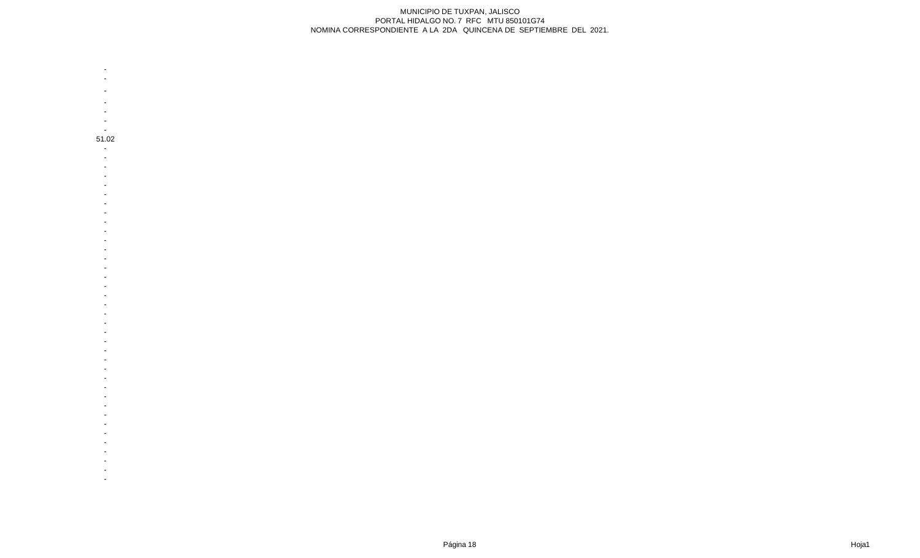MUNICIPIO DE TUXPAN, JALISCO
PORTAL HIDALGO NO. 7 RFC MTU 850101G74
NOMINA CORRESPONDIENTE A LA 2DA QUINCENA DE SEPTIEMBRE DEL 2021.

| |
|---|
| - |
| - |
| - |
| - |
| - |
| - |
| - |
| 51.02 |
| - |
| - |
| - |
| - |
| - |
| - |
| - |
| - |
| - |
| - |
| - |
| - |
| - |
| - |
| - |
| - |
| - |
| - |
| - |
| - |
| - |
| - |
| - |
| - |
| - |
| - |
| - |
| - |
| - |
| - |
| - |
| - |
| - |
| - |
| - |
| - |
| - |
| - |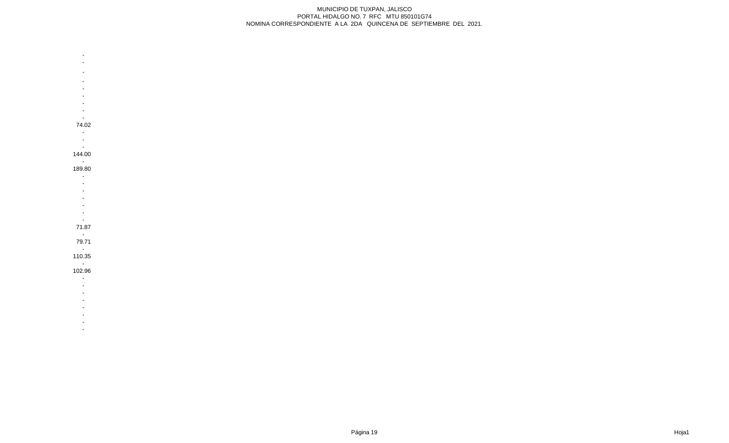-
-
-
-
-
-
-
-
-
74.02
-
-
-
144.00
-
189.80
-
-
-
-
-
-
-
71.87
-
79.71
-
110.35
-
102.96
-
-
-
-
-
-
-
-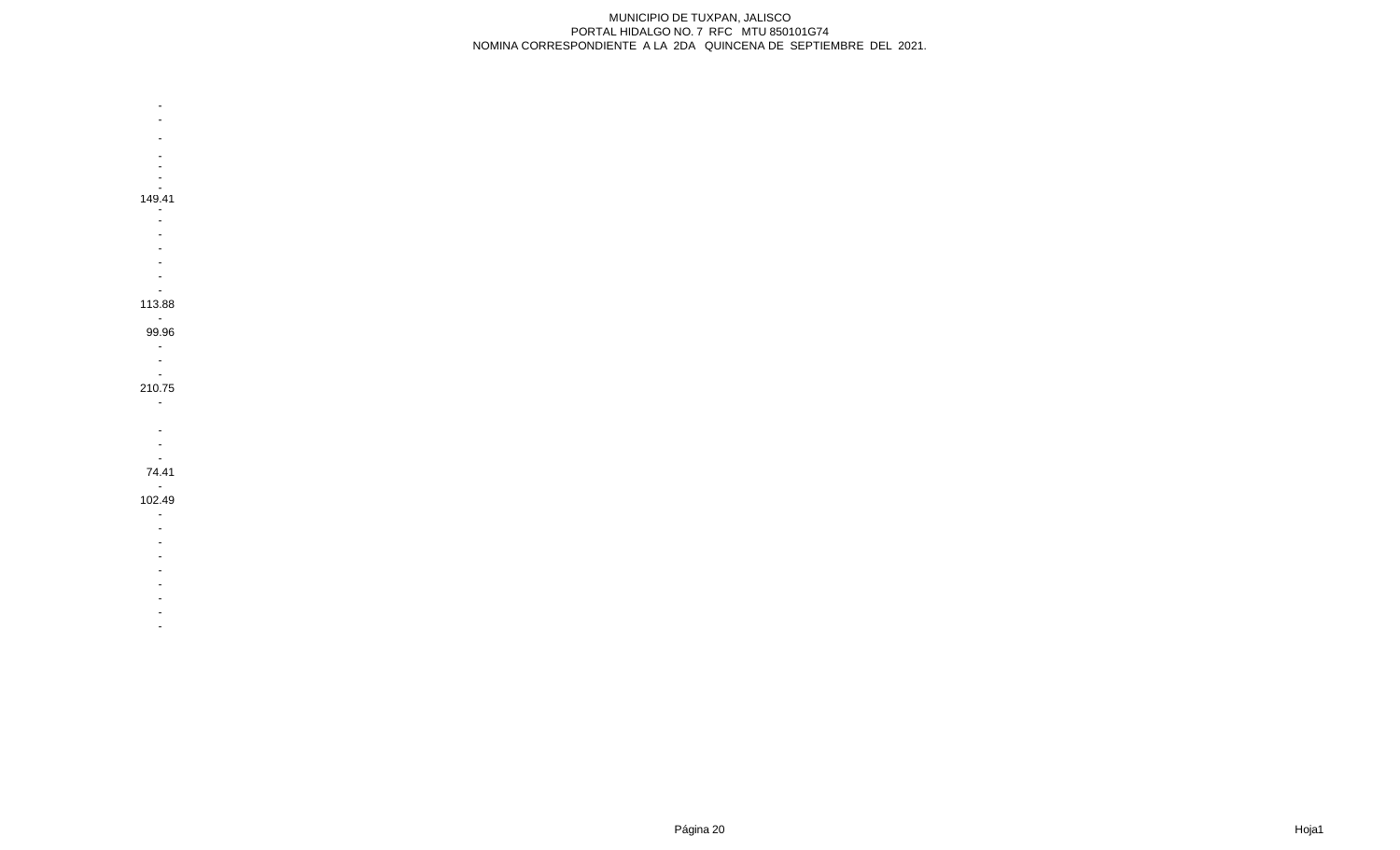MUNICIPIO DE TUXPAN, JALISCO
PORTAL HIDALGO NO. 7 RFC MTU 850101G74
NOMINA CORRESPONDIENTE A LA 2DA QUINCENA DE SEPTIEMBRE DEL 2021.

-
-
-
-
-
-
-
149.41
-
-
-
-
-
-
-
113.88
-
99.96
-
-
-
210.75
-

-
-
-
74.41
-
102.49
-
-
-
-
-
-
-
-
-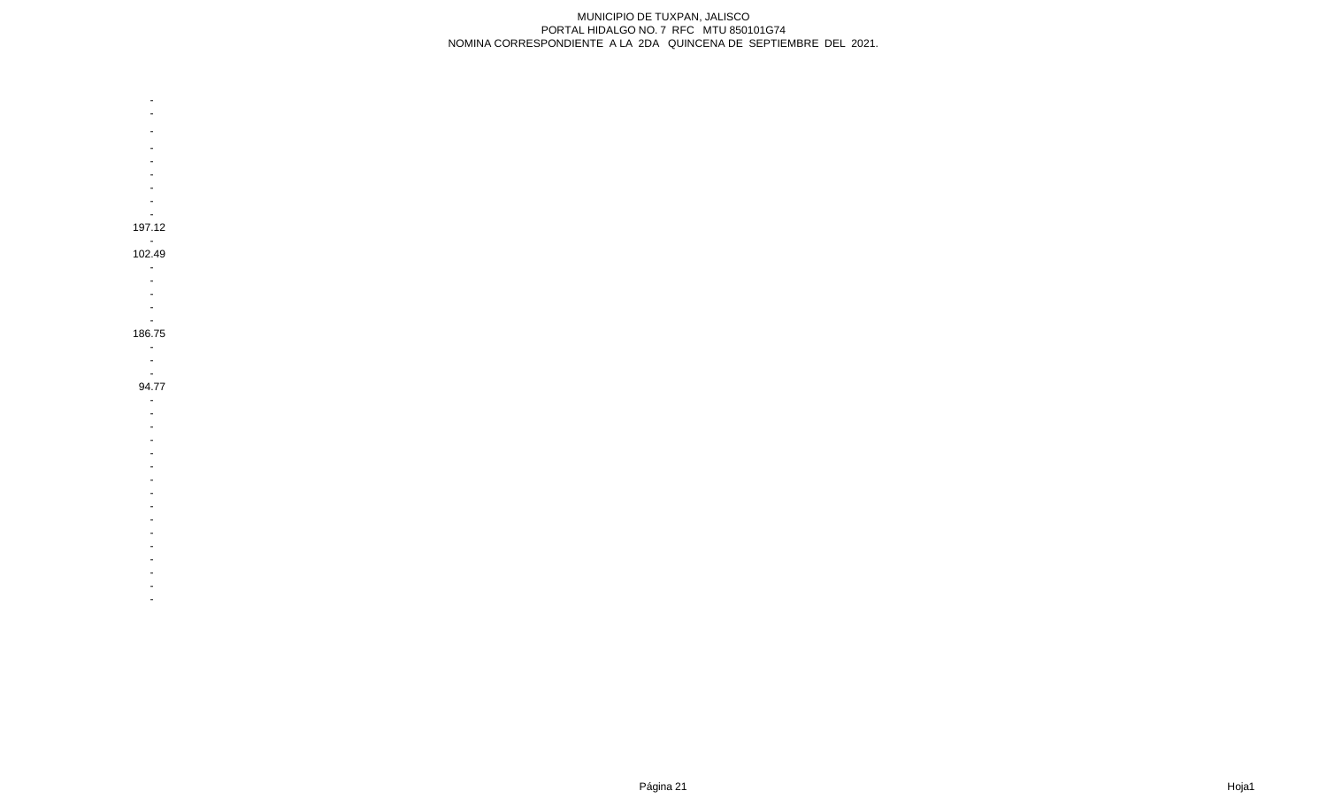MUNICIPIO DE TUXPAN, JALISCO
PORTAL HIDALGO NO. 7 RFC MTU 850101G74
NOMINA CORRESPONDIENTE A LA 2DA QUINCENA DE SEPTIEMBRE DEL 2021.

| |
|---|
| - |
| - |
| - |
| - |
| - |
| - |
| - |
| - |
| - |
| 197.12 |
| - |
| 102.49 |
| - |
| - |
| - |
| - |
| - |
| 186.75 |
| - |
| - |
| - |
| 94.77 |
| - |
| - |
| - |
| - |
| - |
| - |
| - |
| - |
| - |
| - |
| - |
| - |
| - |
| - |
| - |
| - |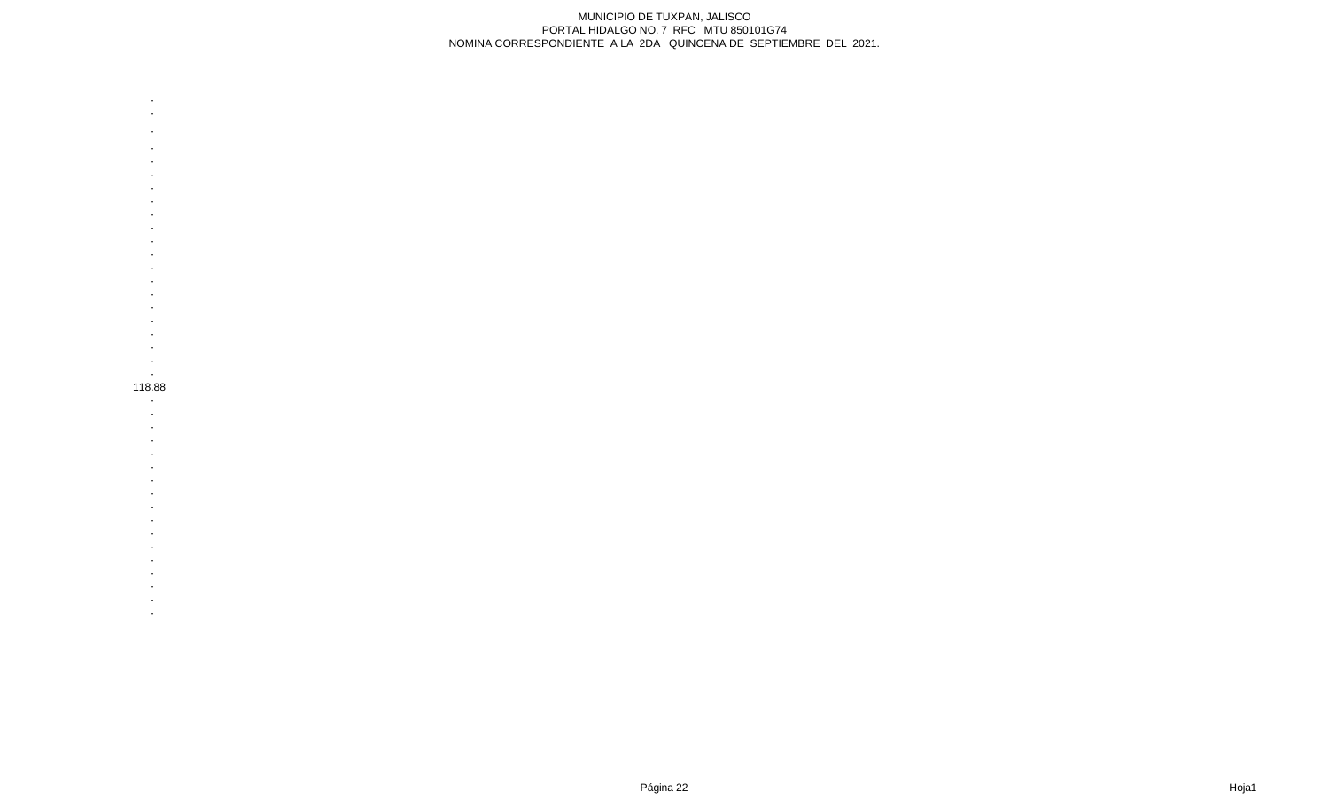-
-
-
-
-
-
-
-
-
-
-
-
-
-
-
-
-
-
-
-
-
118.88
-
-
-
-
-
-
-
-
-
-
-
-
-
-
-
-
-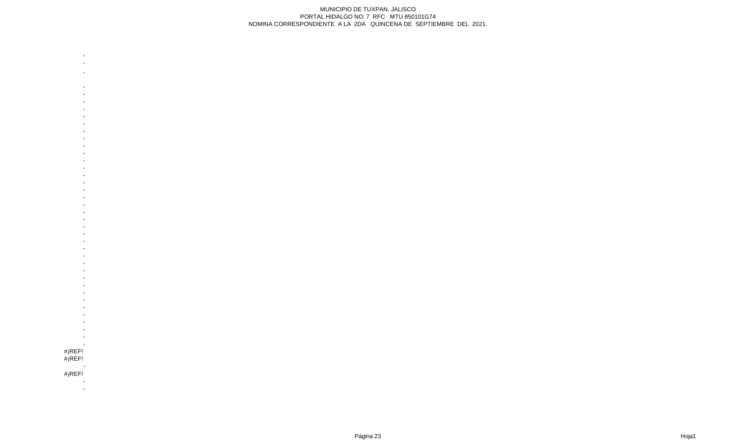MUNICIPIO DE TUXPAN, JALISCO
PORTAL HIDALGO NO. 7 RFC MTU 850101G74
NOMINA CORRESPONDIENTE A LA 2DA QUINCENA DE SEPTIEMBRE DEL 2021.

| |
|---|
| - |
| - |
| - |
| - |
| - |
| - |
| - |
| - |
| - |
| - |
| - |
| - |
| - |
| - |
| - |
| - |
| - |
| - |
| - |
| - |
| - |
| - |
| - |
| - |
| - |
| - |
| - |
| - |
| - |
| - |
| - |
| - |
| - |
| - |
| - |
| - |
| - |
| - |
| - |
| - |
| #¡REF! |
| #¡REF! |
| - |
| #¡REF! |
| - |
| - |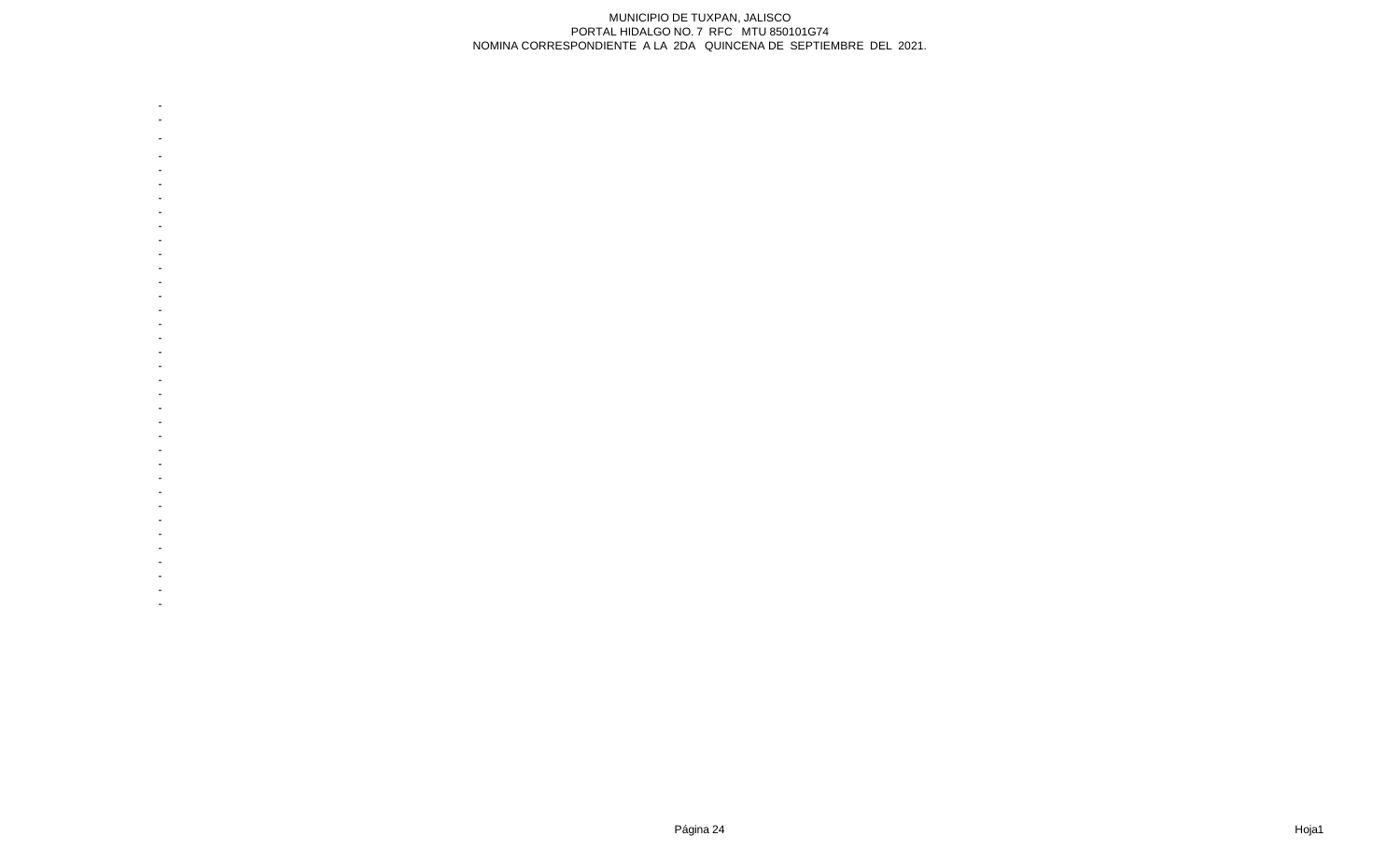MUNICIPIO DE TUXPAN, JALISCO
PORTAL HIDALGO NO. 7 RFC MTU 850101G74
NOMINA CORRESPONDIENTE A LA 2DA QUINCENA DE SEPTIEMBRE DEL 2021.

| |
|---|
| - |
| - |
| - |
| - |
| - |
| - |
| - |
| - |
| - |
| - |
| - |
| - |
| - |
| - |
| - |
| - |
| - |
| - |
| - |
| - |
| - |
| - |
| - |
| - |
| - |
| - |
| - |
| - |
| - |
| - |
| - |
| - |
| - |
| - |
| - |
| - |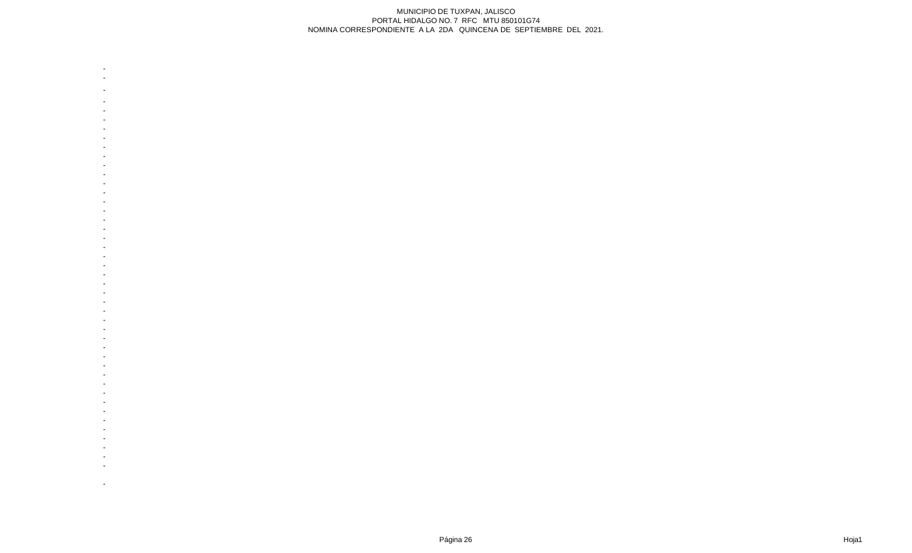MUNICIPIO DE TUXPAN, JALISCO
PORTAL HIDALGO NO. 7 RFC MTU 850101G74
NOMINA CORRESPONDIENTE A LA 2DA QUINCENA DE SEPTIEMBRE DEL 2021.

| |
|---|
| - |
| - |
| - |
| - |
| - |
| - |
| - |
| - |
| - |
| - |
| - |
| - |
| - |
| - |
| - |
| - |
| - |
| - |
| - |
| - |
| - |
| - |
| - |
| - |
| - |
| - |
| - |
| - |
| - |
| - |
| - |
| - |
| - |
| - |
| - |
| - |
| - |
| - |
| - |
| - |
| - |
| - |
| - |
| - |
| - |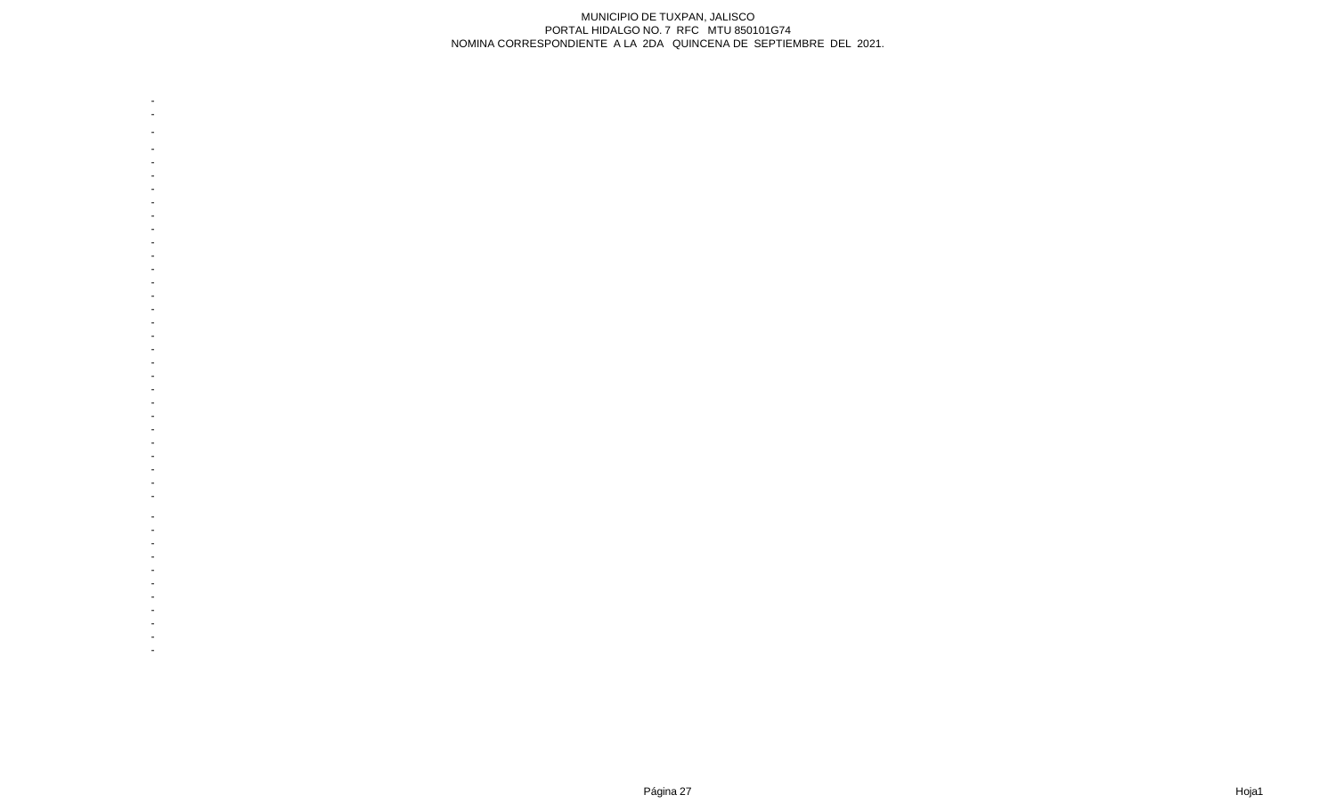MUNICIPIO DE TUXPAN, JALISCO
PORTAL HIDALGO NO. 7 RFC MTU 850101G74
NOMINA CORRESPONDIENTE A LA 2DA QUINCENA DE SEPTIEMBRE DEL 2021.

-
-
-
-
-
-
-
-
-
-
-
-
-
-
-
-
-
-
-
-
-
-
-
-
-
-
-
-
-
-
-
-
-
-
-
-
-
-
-
-
-
-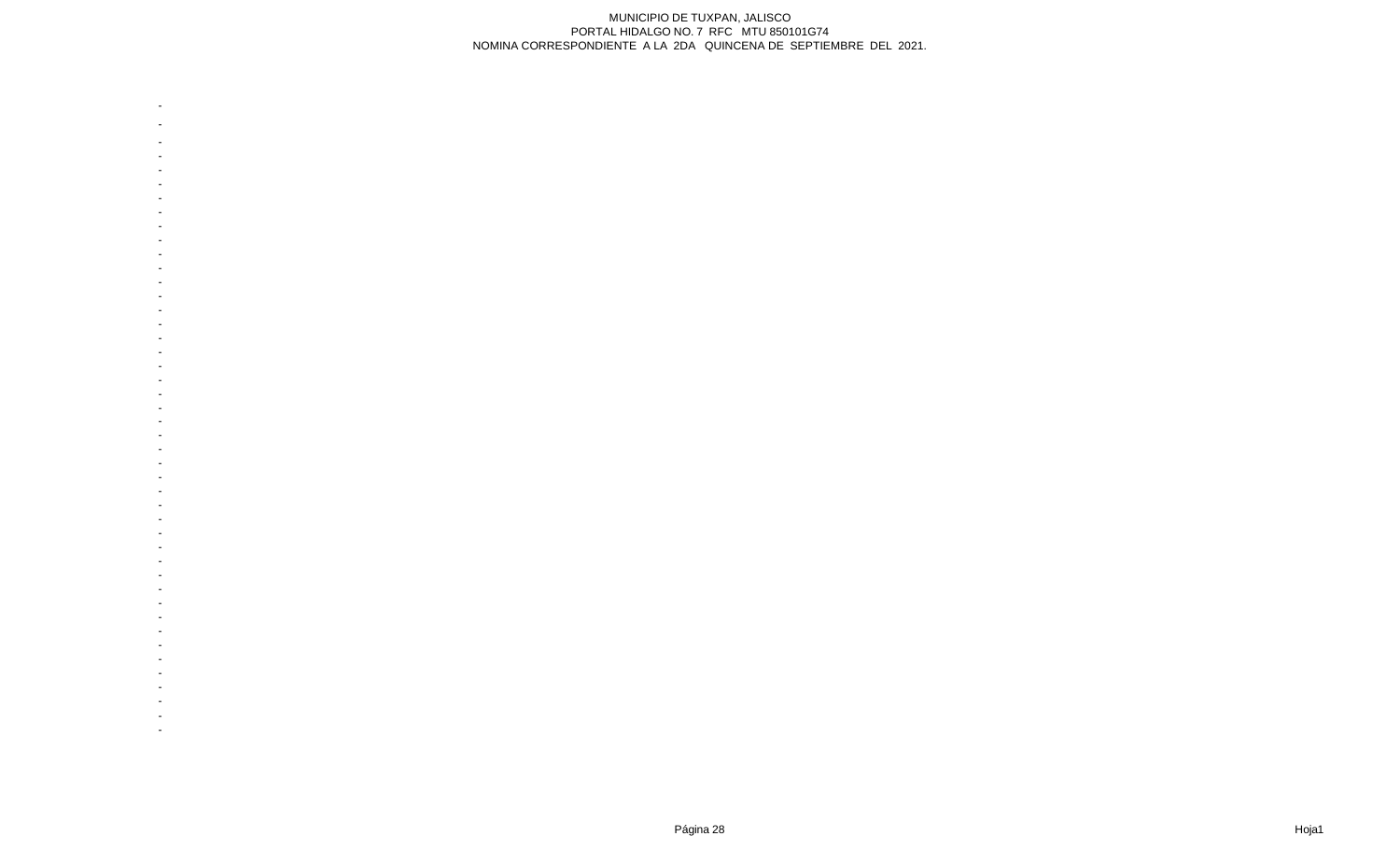MUNICIPIO DE TUXPAN, JALISCO
PORTAL HIDALGO NO. 7 RFC MTU 850101G74
NOMINA CORRESPONDIENTE A LA 2DA QUINCENA DE SEPTIEMBRE DEL 2021.

| |
|---|
| - |
| - |
| - |
| - |
| - |
| - |
| - |
| - |
| - |
| - |
| - |
| - |
| - |
| - |
| - |
| - |
| - |
| - |
| - |
| - |
| - |
| - |
| - |
| - |
| - |
| - |
| - |
| - |
| - |
| - |
| - |
| - |
| - |
| - |
| - |
| - |
| - |
| - |
| - |
| - |
| - |
| - |
| - |
| - |
| - |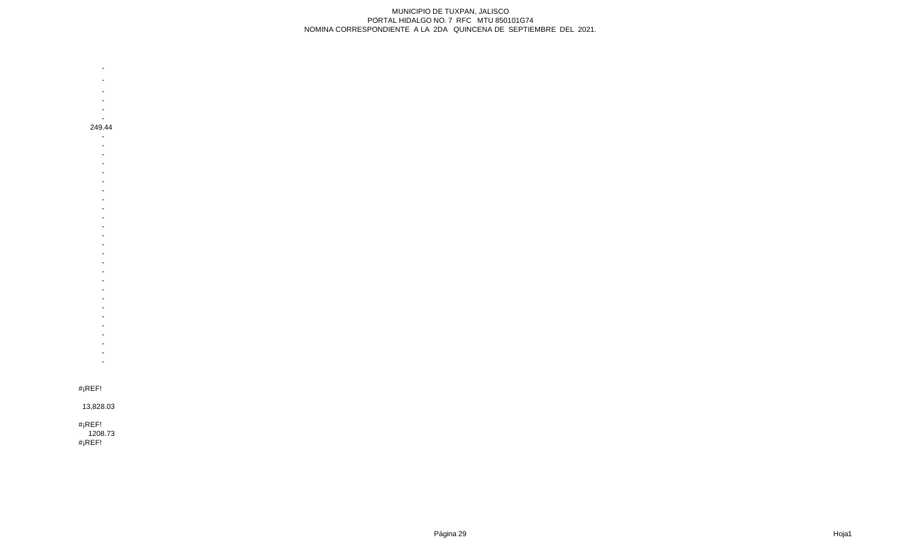| |
|---|
| - |
| - |
| - |
| - |
| - |
| - |
| 249.44 |
| - |
| - |
| - |
| - |
| - |
| - |
| - |
| - |
| - |
| - |
| - |
| - |
| - |
| - |
| - |
| - |
| - |
| - |
| - |
| - |
| - |
| - |
| - |
| - |
| - |
| - |
| |
| #¡REF! |
| 13,828.03 |
| #¡REF! |
| 1208.73 |
| #¡REF! |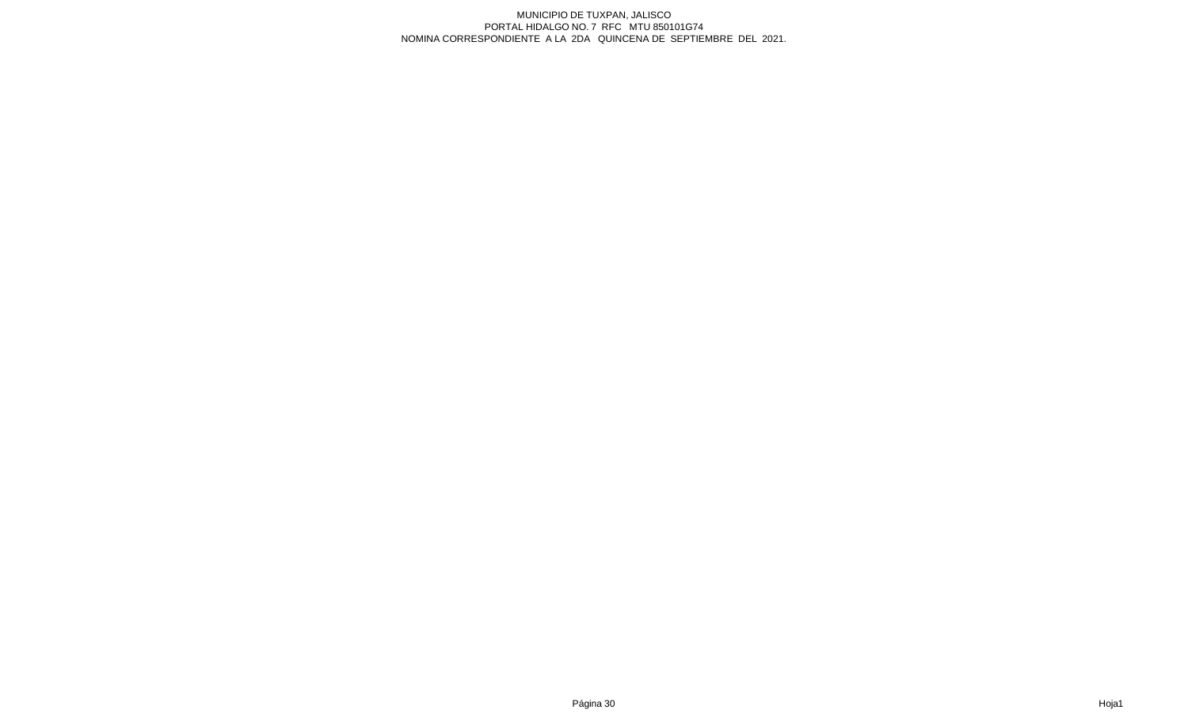MUNICIPIO DE TUXPAN, JALISCO
PORTAL HIDALGO NO. 7 RFC MTU 850101G74
NOMINA CORRESPONDIENTE A LA 2DA QUINCENA DE SEPTIEMBRE DEL 2021.